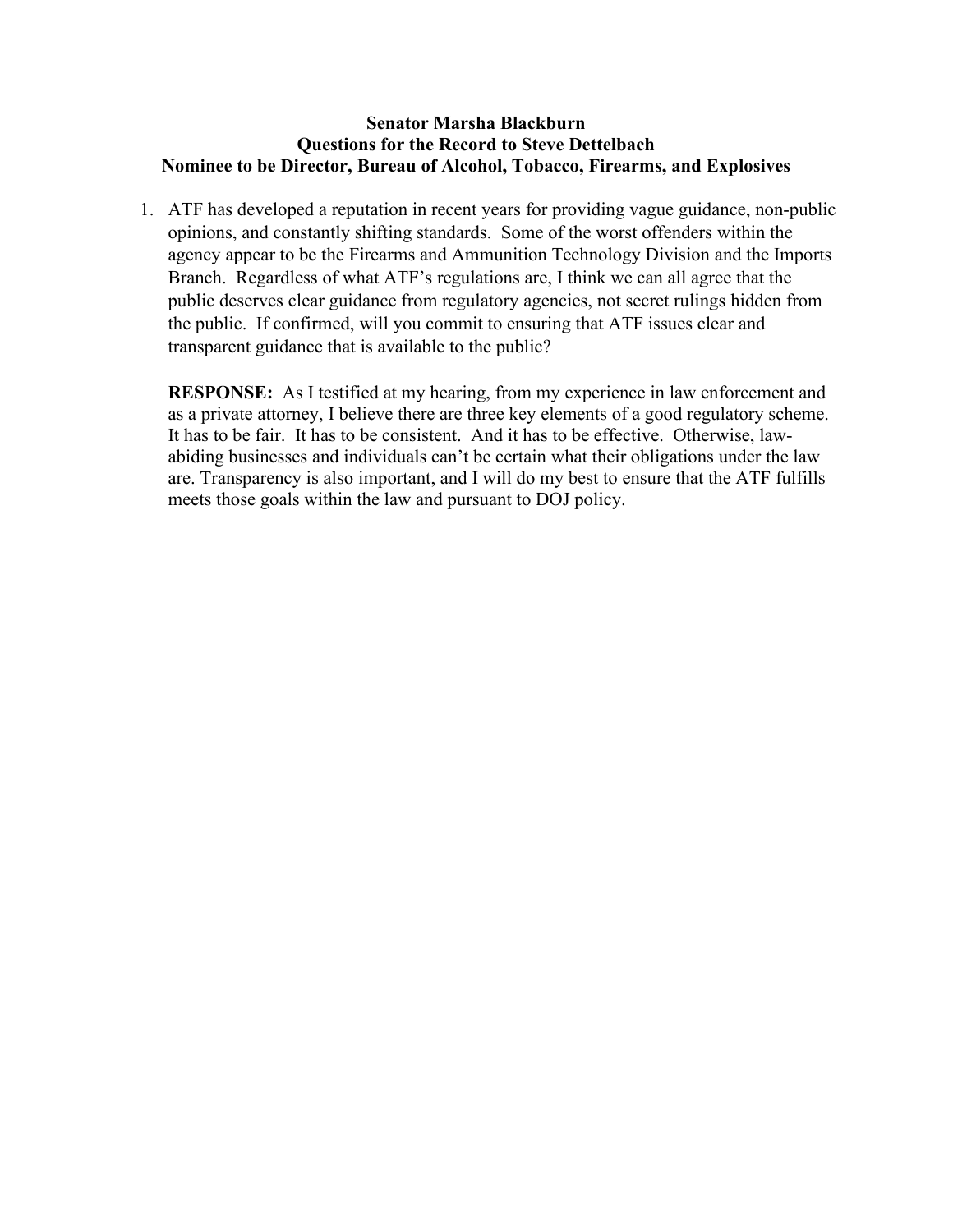**Senator Marsha Blackburn**
**Questions for the Record to Steve Dettelbach**
**Nominee to be Director, Bureau of Alcohol, Tobacco, Firearms, and Explosives**

1. ATF has developed a reputation in recent years for providing vague guidance, non-public opinions, and constantly shifting standards. Some of the worst offenders within the agency appear to be the Firearms and Ammunition Technology Division and the Imports Branch. Regardless of what ATF's regulations are, I think we can all agree that the public deserves clear guidance from regulatory agencies, not secret rulings hidden from the public. If confirmed, will you commit to ensuring that ATF issues clear and transparent guidance that is available to the public?

   **RESPONSE:** As I testified at my hearing, from my experience in law enforcement and as a private attorney, I believe there are three key elements of a good regulatory scheme. It has to be fair. It has to be consistent. And it has to be effective. Otherwise, law-abiding businesses and individuals can't be certain what their obligations under the law are. Transparency is also important, and I will do my best to ensure that the ATF fulfills meets those goals within the law and pursuant to DOJ policy.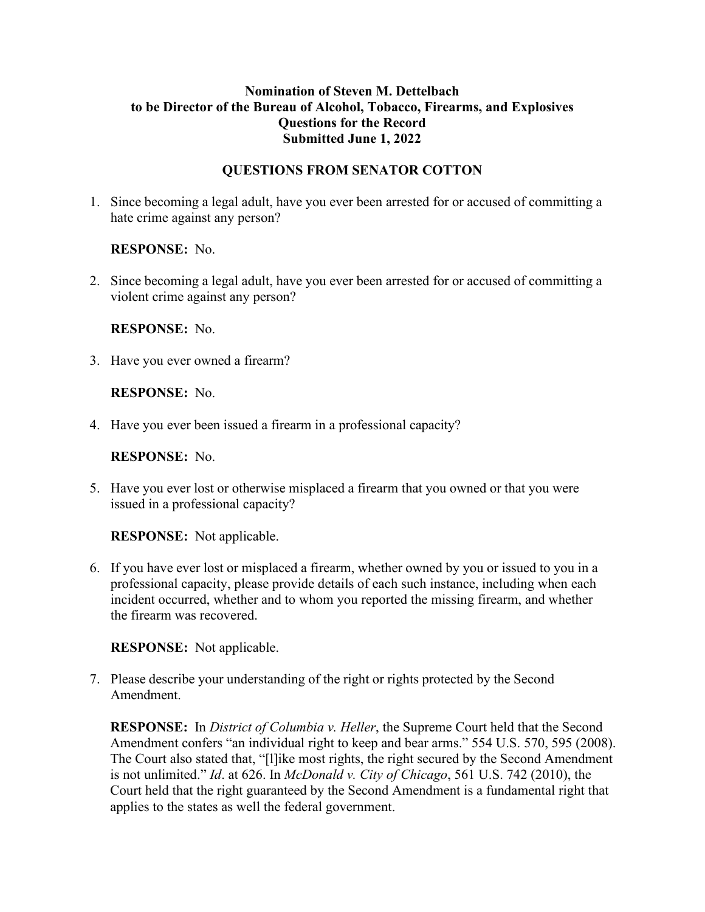**Nomination of Steven M. Dettelbach**
**to be Director of the Bureau of Alcohol, Tobacco, Firearms, and Explosives**
**Questions for the Record**
**Submitted June 1, 2022**

**QUESTIONS FROM SENATOR COTTON**

1. Since becoming a legal adult, have you ever been arrested for or accused of committing a hate crime against any person?

   **RESPONSE:** No.

2. Since becoming a legal adult, have you ever been arrested for or accused of committing a violent crime against any person?

   **RESPONSE:** No.

3. Have you ever owned a firearm?

   **RESPONSE:** No.

4. Have you ever been issued a firearm in a professional capacity?

   **RESPONSE:** No.

5. Have you ever lost or otherwise misplaced a firearm that you owned or that you were issued in a professional capacity?

   **RESPONSE:** Not applicable.

6. If you have ever lost or misplaced a firearm, whether owned by you or issued to you in a professional capacity, please provide details of each such instance, including when each incident occurred, whether and to whom you reported the missing firearm, and whether the firearm was recovered.

   **RESPONSE:** Not applicable.

7. Please describe your understanding of the right or rights protected by the Second Amendment.

   **RESPONSE:** In *District of Columbia v. Heller*, the Supreme Court held that the Second Amendment confers "an individual right to keep and bear arms." 554 U.S. 570, 595 (2008). The Court also stated that, "[l]ike most rights, the right secured by the Second Amendment is not unlimited." *Id*. at 626. In *McDonald v. City of Chicago*, 561 U.S. 742 (2010), the Court held that the right guaranteed by the Second Amendment is a fundamental right that applies to the states as well the federal government.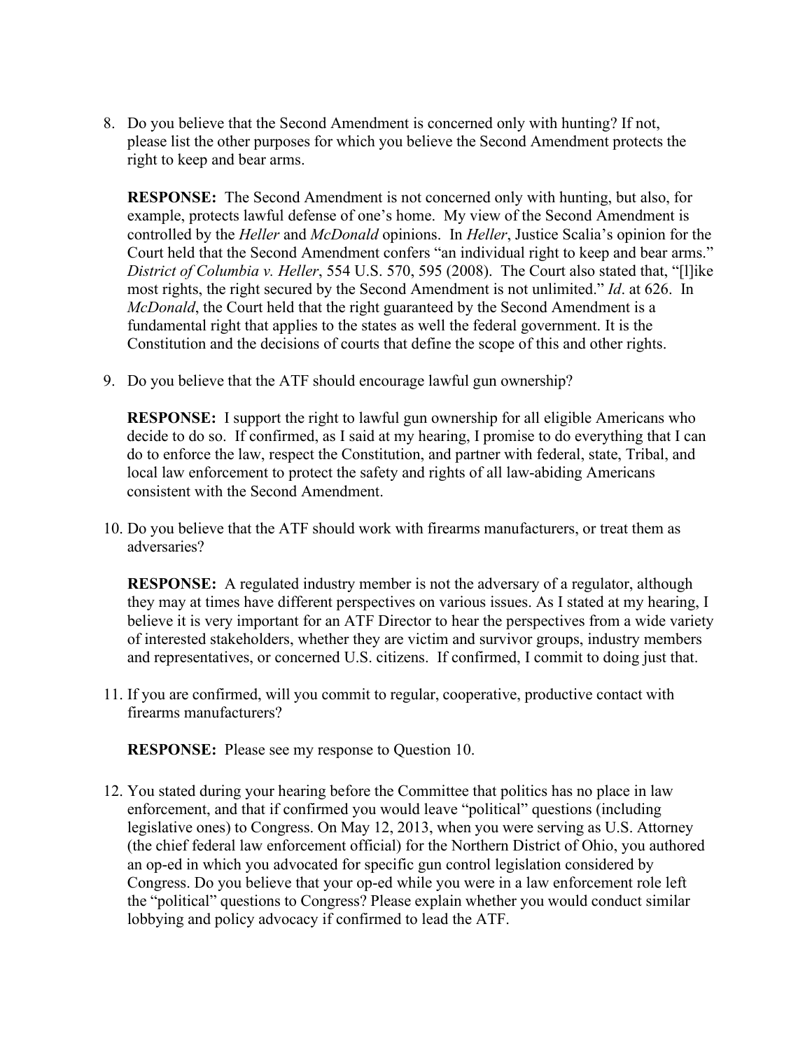8. Do you believe that the Second Amendment is concerned only with hunting? If not, please list the other purposes for which you believe the Second Amendment protects the right to keep and bear arms.

   **RESPONSE:** The Second Amendment is not concerned only with hunting, but also, for example, protects lawful defense of one's home. My view of the Second Amendment is controlled by the *Heller* and *McDonald* opinions. In *Heller*, Justice Scalia's opinion for the Court held that the Second Amendment confers "an individual right to keep and bear arms." *District of Columbia v. Heller*, 554 U.S. 570, 595 (2008). The Court also stated that, "[l]ike most rights, the right secured by the Second Amendment is not unlimited." *Id*. at 626. In *McDonald*, the Court held that the right guaranteed by the Second Amendment is a fundamental right that applies to the states as well the federal government. It is the Constitution and the decisions of courts that define the scope of this and other rights.

9. Do you believe that the ATF should encourage lawful gun ownership?

   **RESPONSE:** I support the right to lawful gun ownership for all eligible Americans who decide to do so. If confirmed, as I said at my hearing, I promise to do everything that I can do to enforce the law, respect the Constitution, and partner with federal, state, Tribal, and local law enforcement to protect the safety and rights of all law-abiding Americans consistent with the Second Amendment.

10. Do you believe that the ATF should work with firearms manufacturers, or treat them as adversaries?

    **RESPONSE:** A regulated industry member is not the adversary of a regulator, although they may at times have different perspectives on various issues. As I stated at my hearing, I believe it is very important for an ATF Director to hear the perspectives from a wide variety of interested stakeholders, whether they are victim and survivor groups, industry members and representatives, or concerned U.S. citizens. If confirmed, I commit to doing just that.

11. If you are confirmed, will you commit to regular, cooperative, productive contact with firearms manufacturers?

    **RESPONSE:** Please see my response to Question 10.

12. You stated during your hearing before the Committee that politics has no place in law enforcement, and that if confirmed you would leave "political" questions (including legislative ones) to Congress. On May 12, 2013, when you were serving as U.S. Attorney (the chief federal law enforcement official) for the Northern District of Ohio, you authored an op-ed in which you advocated for specific gun control legislation considered by Congress. Do you believe that your op-ed while you were in a law enforcement role left the "political" questions to Congress? Please explain whether you would conduct similar lobbying and policy advocacy if confirmed to lead the ATF.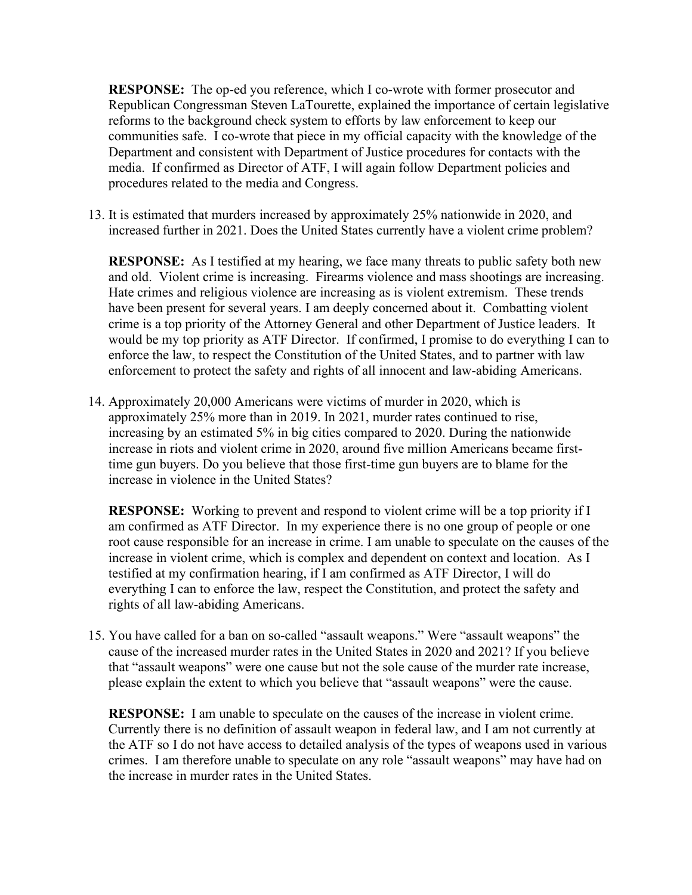**RESPONSE:** The op-ed you reference, which I co-wrote with former prosecutor and Republican Congressman Steven LaTourette, explained the importance of certain legislative reforms to the background check system to efforts by law enforcement to keep our communities safe. I co-wrote that piece in my official capacity with the knowledge of the Department and consistent with Department of Justice procedures for contacts with the media. If confirmed as Director of ATF, I will again follow Department policies and procedures related to the media and Congress.

13. It is estimated that murders increased by approximately 25% nationwide in 2020, and increased further in 2021. Does the United States currently have a violent crime problem?

    **RESPONSE:** As I testified at my hearing, we face many threats to public safety both new and old. Violent crime is increasing. Firearms violence and mass shootings are increasing. Hate crimes and religious violence are increasing as is violent extremism. These trends have been present for several years. I am deeply concerned about it. Combatting violent crime is a top priority of the Attorney General and other Department of Justice leaders. It would be my top priority as ATF Director. If confirmed, I promise to do everything I can to enforce the law, to respect the Constitution of the United States, and to partner with law enforcement to protect the safety and rights of all innocent and law-abiding Americans.

14. Approximately 20,000 Americans were victims of murder in 2020, which is approximately 25% more than in 2019. In 2021, murder rates continued to rise, increasing by an estimated 5% in big cities compared to 2020. During the nationwide increase in riots and violent crime in 2020, around five million Americans became first-time gun buyers. Do you believe that those first-time gun buyers are to blame for the increase in violence in the United States?

    **RESPONSE:** Working to prevent and respond to violent crime will be a top priority if I am confirmed as ATF Director. In my experience there is no one group of people or one root cause responsible for an increase in crime. I am unable to speculate on the causes of the increase in violent crime, which is complex and dependent on context and location. As I testified at my confirmation hearing, if I am confirmed as ATF Director, I will do everything I can to enforce the law, respect the Constitution, and protect the safety and rights of all law-abiding Americans.

15. You have called for a ban on so-called "assault weapons." Were "assault weapons" the cause of the increased murder rates in the United States in 2020 and 2021? If you believe that "assault weapons" were one cause but not the sole cause of the murder rate increase, please explain the extent to which you believe that "assault weapons" were the cause.

    **RESPONSE:** I am unable to speculate on the causes of the increase in violent crime. Currently there is no definition of assault weapon in federal law, and I am not currently at the ATF so I do not have access to detailed analysis of the types of weapons used in various crimes. I am therefore unable to speculate on any role "assault weapons" may have had on the increase in murder rates in the United States.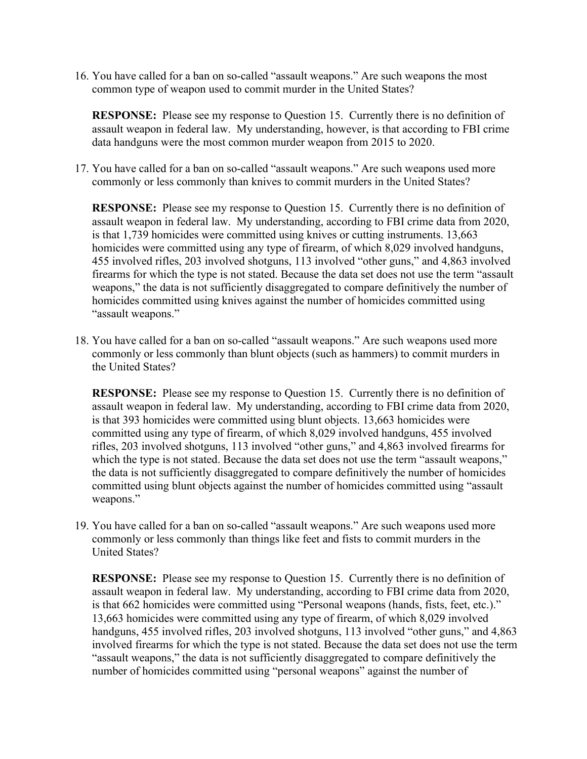16. You have called for a ban on so-called "assault weapons." Are such weapons the most common type of weapon used to commit murder in the United States?

    **RESPONSE:** Please see my response to Question 15. Currently there is no definition of assault weapon in federal law. My understanding, however, is that according to FBI crime data handguns were the most common murder weapon from 2015 to 2020.

17. You have called for a ban on so-called "assault weapons." Are such weapons used more commonly or less commonly than knives to commit murders in the United States?

    **RESPONSE:** Please see my response to Question 15. Currently there is no definition of assault weapon in federal law. My understanding, according to FBI crime data from 2020, is that 1,739 homicides were committed using knives or cutting instruments. 13,663 homicides were committed using any type of firearm, of which 8,029 involved handguns, 455 involved rifles, 203 involved shotguns, 113 involved "other guns," and 4,863 involved firearms for which the type is not stated. Because the data set does not use the term "assault weapons," the data is not sufficiently disaggregated to compare definitively the number of homicides committed using knives against the number of homicides committed using "assault weapons."

18. You have called for a ban on so-called "assault weapons." Are such weapons used more commonly or less commonly than blunt objects (such as hammers) to commit murders in the United States?

    **RESPONSE:** Please see my response to Question 15. Currently there is no definition of assault weapon in federal law. My understanding, according to FBI crime data from 2020, is that 393 homicides were committed using blunt objects. 13,663 homicides were committed using any type of firearm, of which 8,029 involved handguns, 455 involved rifles, 203 involved shotguns, 113 involved "other guns," and 4,863 involved firearms for which the type is not stated. Because the data set does not use the term "assault weapons," the data is not sufficiently disaggregated to compare definitively the number of homicides committed using blunt objects against the number of homicides committed using "assault weapons."

19. You have called for a ban on so-called "assault weapons." Are such weapons used more commonly or less commonly than things like feet and fists to commit murders in the United States?

    **RESPONSE:** Please see my response to Question 15. Currently there is no definition of assault weapon in federal law. My understanding, according to FBI crime data from 2020, is that 662 homicides were committed using "Personal weapons (hands, fists, feet, etc.)." 13,663 homicides were committed using any type of firearm, of which 8,029 involved handguns, 455 involved rifles, 203 involved shotguns, 113 involved "other guns," and 4,863 involved firearms for which the type is not stated. Because the data set does not use the term "assault weapons," the data is not sufficiently disaggregated to compare definitively the number of homicides committed using "personal weapons" against the number of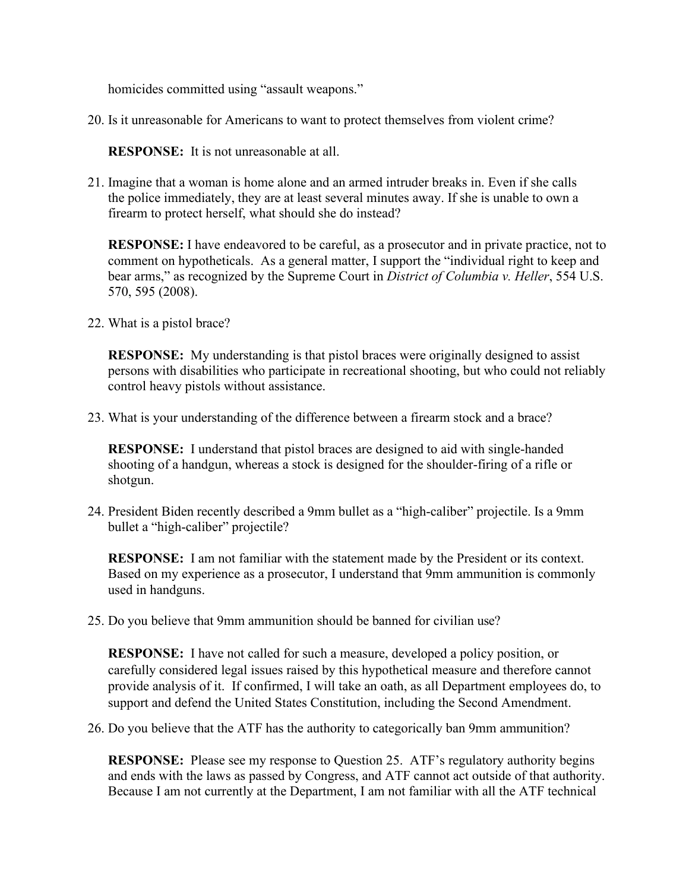homicides committed using “assault weapons.”

20. Is it unreasonable for Americans to want to protect themselves from violent crime?

    **RESPONSE:** It is not unreasonable at all.

21. Imagine that a woman is home alone and an armed intruder breaks in. Even if she calls the police immediately, they are at least several minutes away. If she is unable to own a firearm to protect herself, what should she do instead?

    **RESPONSE:** I have endeavored to be careful, as a prosecutor and in private practice, not to comment on hypotheticals. As a general matter, I support the “individual right to keep and bear arms,” as recognized by the Supreme Court in *District of Columbia v. Heller*, 554 U.S. 570, 595 (2008).

22. What is a pistol brace?

    **RESPONSE:** My understanding is that pistol braces were originally designed to assist persons with disabilities who participate in recreational shooting, but who could not reliably control heavy pistols without assistance.

23. What is your understanding of the difference between a firearm stock and a brace?

    **RESPONSE:** I understand that pistol braces are designed to aid with single-handed shooting of a handgun, whereas a stock is designed for the shoulder-firing of a rifle or shotgun.

24. President Biden recently described a 9mm bullet as a “high-caliber” projectile. Is a 9mm bullet a “high-caliber” projectile?

    **RESPONSE:** I am not familiar with the statement made by the President or its context. Based on my experience as a prosecutor, I understand that 9mm ammunition is commonly used in handguns.

25. Do you believe that 9mm ammunition should be banned for civilian use?

    **RESPONSE:** I have not called for such a measure, developed a policy position, or carefully considered legal issues raised by this hypothetical measure and therefore cannot provide analysis of it. If confirmed, I will take an oath, as all Department employees do, to support and defend the United States Constitution, including the Second Amendment.

26. Do you believe that the ATF has the authority to categorically ban 9mm ammunition?

    **RESPONSE:** Please see my response to Question 25. ATF’s regulatory authority begins and ends with the laws as passed by Congress, and ATF cannot act outside of that authority. Because I am not currently at the Department, I am not familiar with all the ATF technical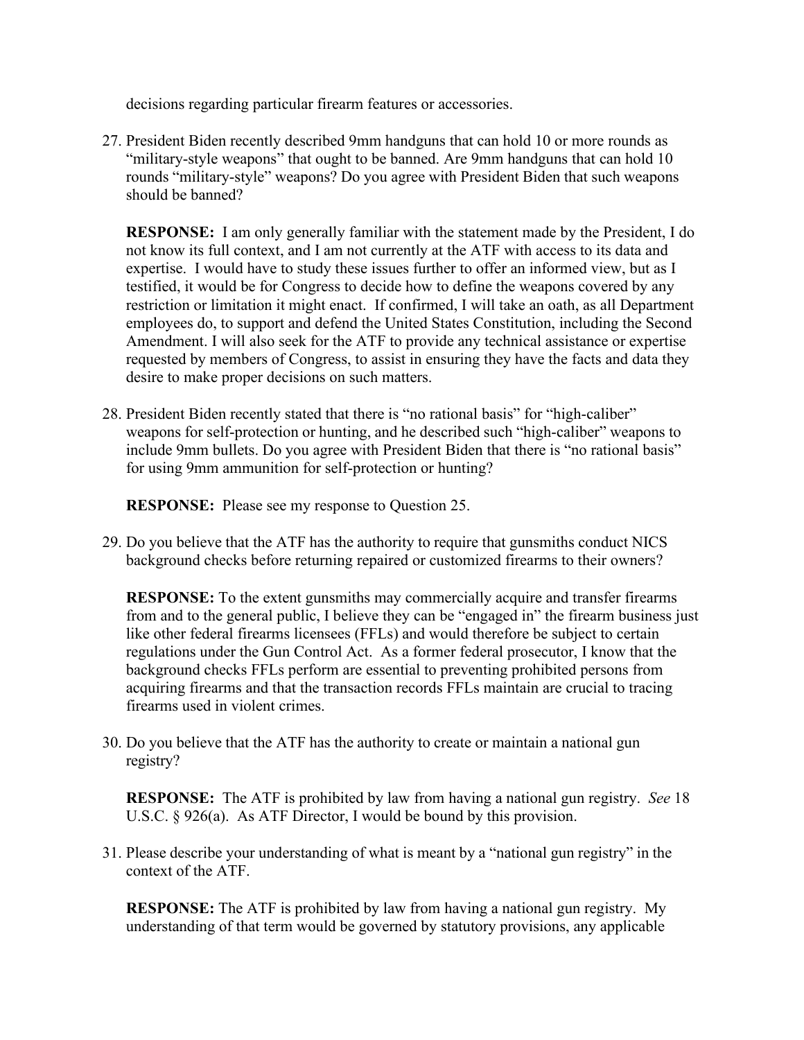decisions regarding particular firearm features or accessories.

27. President Biden recently described 9mm handguns that can hold 10 or more rounds as "military-style weapons" that ought to be banned. Are 9mm handguns that can hold 10 rounds "military-style" weapons? Do you agree with President Biden that such weapons should be banned?

    **RESPONSE:** I am only generally familiar with the statement made by the President, I do not know its full context, and I am not currently at the ATF with access to its data and expertise. I would have to study these issues further to offer an informed view, but as I testified, it would be for Congress to decide how to define the weapons covered by any restriction or limitation it might enact. If confirmed, I will take an oath, as all Department employees do, to support and defend the United States Constitution, including the Second Amendment. I will also seek for the ATF to provide any technical assistance or expertise requested by members of Congress, to assist in ensuring they have the facts and data they desire to make proper decisions on such matters.

28. President Biden recently stated that there is "no rational basis" for "high-caliber" weapons for self-protection or hunting, and he described such "high-caliber" weapons to include 9mm bullets. Do you agree with President Biden that there is "no rational basis" for using 9mm ammunition for self-protection or hunting?

    **RESPONSE:** Please see my response to Question 25.

29. Do you believe that the ATF has the authority to require that gunsmiths conduct NICS background checks before returning repaired or customized firearms to their owners?

    **RESPONSE:** To the extent gunsmiths may commercially acquire and transfer firearms from and to the general public, I believe they can be "engaged in" the firearm business just like other federal firearms licensees (FFLs) and would therefore be subject to certain regulations under the Gun Control Act. As a former federal prosecutor, I know that the background checks FFLs perform are essential to preventing prohibited persons from acquiring firearms and that the transaction records FFLs maintain are crucial to tracing firearms used in violent crimes.

30. Do you believe that the ATF has the authority to create or maintain a national gun registry?

    **RESPONSE:** The ATF is prohibited by law from having a national gun registry. *See* 18 U.S.C. § 926(a). As ATF Director, I would be bound by this provision.

31. Please describe your understanding of what is meant by a "national gun registry" in the context of the ATF.

    **RESPONSE:** The ATF is prohibited by law from having a national gun registry. My understanding of that term would be governed by statutory provisions, any applicable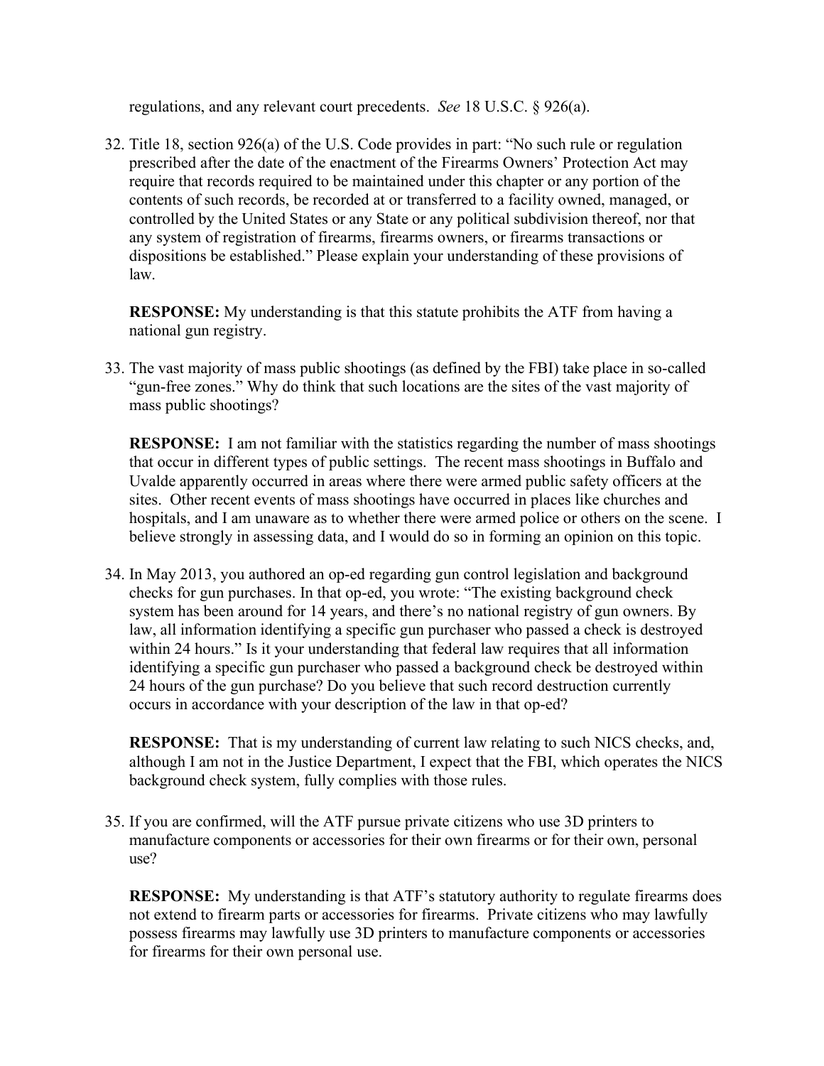regulations, and any relevant court precedents. *See* 18 U.S.C. § 926(a).

32. Title 18, section 926(a) of the U.S. Code provides in part: "No such rule or regulation prescribed after the date of the enactment of the Firearms Owners' Protection Act may require that records required to be maintained under this chapter or any portion of the contents of such records, be recorded at or transferred to a facility owned, managed, or controlled by the United States or any State or any political subdivision thereof, nor that any system of registration of firearms, firearms owners, or firearms transactions or dispositions be established." Please explain your understanding of these provisions of law.

    **RESPONSE:** My understanding is that this statute prohibits the ATF from having a national gun registry.

33. The vast majority of mass public shootings (as defined by the FBI) take place in so-called "gun-free zones." Why do think that such locations are the sites of the vast majority of mass public shootings?

    **RESPONSE:** I am not familiar with the statistics regarding the number of mass shootings that occur in different types of public settings. The recent mass shootings in Buffalo and Uvalde apparently occurred in areas where there were armed public safety officers at the sites. Other recent events of mass shootings have occurred in places like churches and hospitals, and I am unaware as to whether there were armed police or others on the scene. I believe strongly in assessing data, and I would do so in forming an opinion on this topic.

34. In May 2013, you authored an op-ed regarding gun control legislation and background checks for gun purchases. In that op-ed, you wrote: "The existing background check system has been around for 14 years, and there's no national registry of gun owners. By law, all information identifying a specific gun purchaser who passed a check is destroyed within 24 hours." Is it your understanding that federal law requires that all information identifying a specific gun purchaser who passed a background check be destroyed within 24 hours of the gun purchase? Do you believe that such record destruction currently occurs in accordance with your description of the law in that op-ed?

    **RESPONSE:** That is my understanding of current law relating to such NICS checks, and, although I am not in the Justice Department, I expect that the FBI, which operates the NICS background check system, fully complies with those rules.

35. If you are confirmed, will the ATF pursue private citizens who use 3D printers to manufacture components or accessories for their own firearms or for their own, personal use?

    **RESPONSE:** My understanding is that ATF's statutory authority to regulate firearms does not extend to firearm parts or accessories for firearms. Private citizens who may lawfully possess firearms may lawfully use 3D printers to manufacture components or accessories for firearms for their own personal use.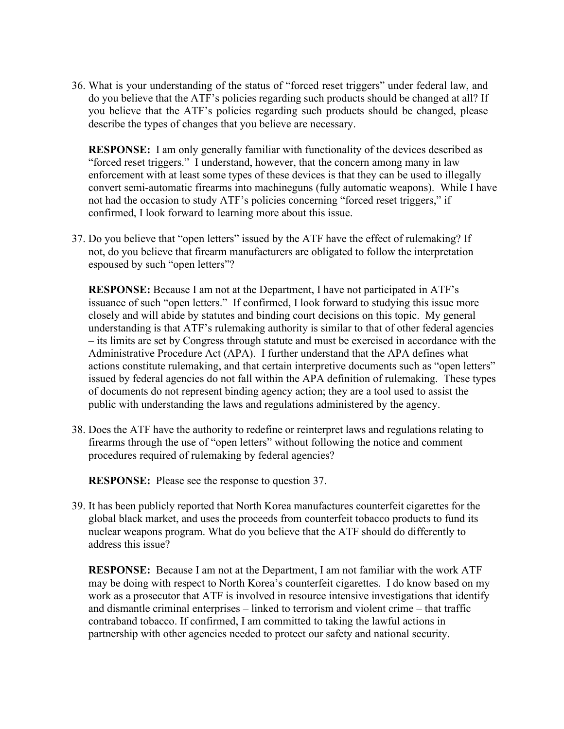36. What is your understanding of the status of "forced reset triggers" under federal law, and do you believe that the ATF's policies regarding such products should be changed at all? If you believe that the ATF's policies regarding such products should be changed, please describe the types of changes that you believe are necessary.

    **RESPONSE:** I am only generally familiar with functionality of the devices described as "forced reset triggers." I understand, however, that the concern among many in law enforcement with at least some types of these devices is that they can be used to illegally convert semi-automatic firearms into machineguns (fully automatic weapons). While I have not had the occasion to study ATF's policies concerning "forced reset triggers," if confirmed, I look forward to learning more about this issue.

37. Do you believe that "open letters" issued by the ATF have the effect of rulemaking? If not, do you believe that firearm manufacturers are obligated to follow the interpretation espoused by such "open letters"?

    **RESPONSE:** Because I am not at the Department, I have not participated in ATF's issuance of such "open letters." If confirmed, I look forward to studying this issue more closely and will abide by statutes and binding court decisions on this topic. My general understanding is that ATF's rulemaking authority is similar to that of other federal agencies – its limits are set by Congress through statute and must be exercised in accordance with the Administrative Procedure Act (APA). I further understand that the APA defines what actions constitute rulemaking, and that certain interpretive documents such as "open letters" issued by federal agencies do not fall within the APA definition of rulemaking. These types of documents do not represent binding agency action; they are a tool used to assist the public with understanding the laws and regulations administered by the agency.

38. Does the ATF have the authority to redefine or reinterpret laws and regulations relating to firearms through the use of "open letters" without following the notice and comment procedures required of rulemaking by federal agencies?

    **RESPONSE:** Please see the response to question 37.

39. It has been publicly reported that North Korea manufactures counterfeit cigarettes for the global black market, and uses the proceeds from counterfeit tobacco products to fund its nuclear weapons program. What do you believe that the ATF should do differently to address this issue?

    **RESPONSE:** Because I am not at the Department, I am not familiar with the work ATF may be doing with respect to North Korea's counterfeit cigarettes. I do know based on my work as a prosecutor that ATF is involved in resource intensive investigations that identify and dismantle criminal enterprises – linked to terrorism and violent crime – that traffic contraband tobacco. If confirmed, I am committed to taking the lawful actions in partnership with other agencies needed to protect our safety and national security.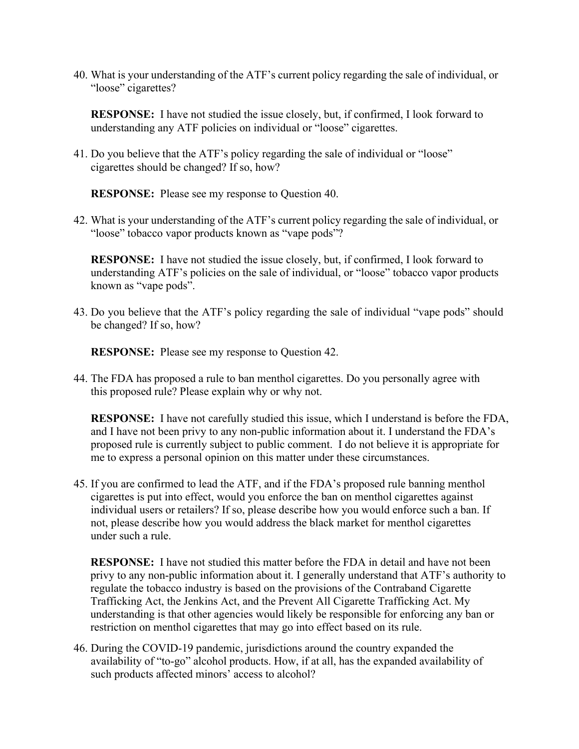40. What is your understanding of the ATF's current policy regarding the sale of individual, or "loose" cigarettes?

    **RESPONSE:** I have not studied the issue closely, but, if confirmed, I look forward to understanding any ATF policies on individual or "loose" cigarettes.

41. Do you believe that the ATF's policy regarding the sale of individual or "loose" cigarettes should be changed? If so, how?

    **RESPONSE:** Please see my response to Question 40.

42. What is your understanding of the ATF's current policy regarding the sale of individual, or "loose" tobacco vapor products known as "vape pods"?

    **RESPONSE:** I have not studied the issue closely, but, if confirmed, I look forward to understanding ATF's policies on the sale of individual, or "loose" tobacco vapor products known as "vape pods".

43. Do you believe that the ATF's policy regarding the sale of individual "vape pods" should be changed? If so, how?

    **RESPONSE:** Please see my response to Question 42.

44. The FDA has proposed a rule to ban menthol cigarettes. Do you personally agree with this proposed rule? Please explain why or why not.

    **RESPONSE:** I have not carefully studied this issue, which I understand is before the FDA, and I have not been privy to any non-public information about it. I understand the FDA's proposed rule is currently subject to public comment. I do not believe it is appropriate for me to express a personal opinion on this matter under these circumstances.

45. If you are confirmed to lead the ATF, and if the FDA's proposed rule banning menthol cigarettes is put into effect, would you enforce the ban on menthol cigarettes against individual users or retailers? If so, please describe how you would enforce such a ban. If not, please describe how you would address the black market for menthol cigarettes under such a rule.

    **RESPONSE:** I have not studied this matter before the FDA in detail and have not been privy to any non-public information about it. I generally understand that ATF's authority to regulate the tobacco industry is based on the provisions of the Contraband Cigarette Trafficking Act, the Jenkins Act, and the Prevent All Cigarette Trafficking Act. My understanding is that other agencies would likely be responsible for enforcing any ban or restriction on menthol cigarettes that may go into effect based on its rule.

46. During the COVID-19 pandemic, jurisdictions around the country expanded the availability of "to-go" alcohol products. How, if at all, has the expanded availability of such products affected minors' access to alcohol?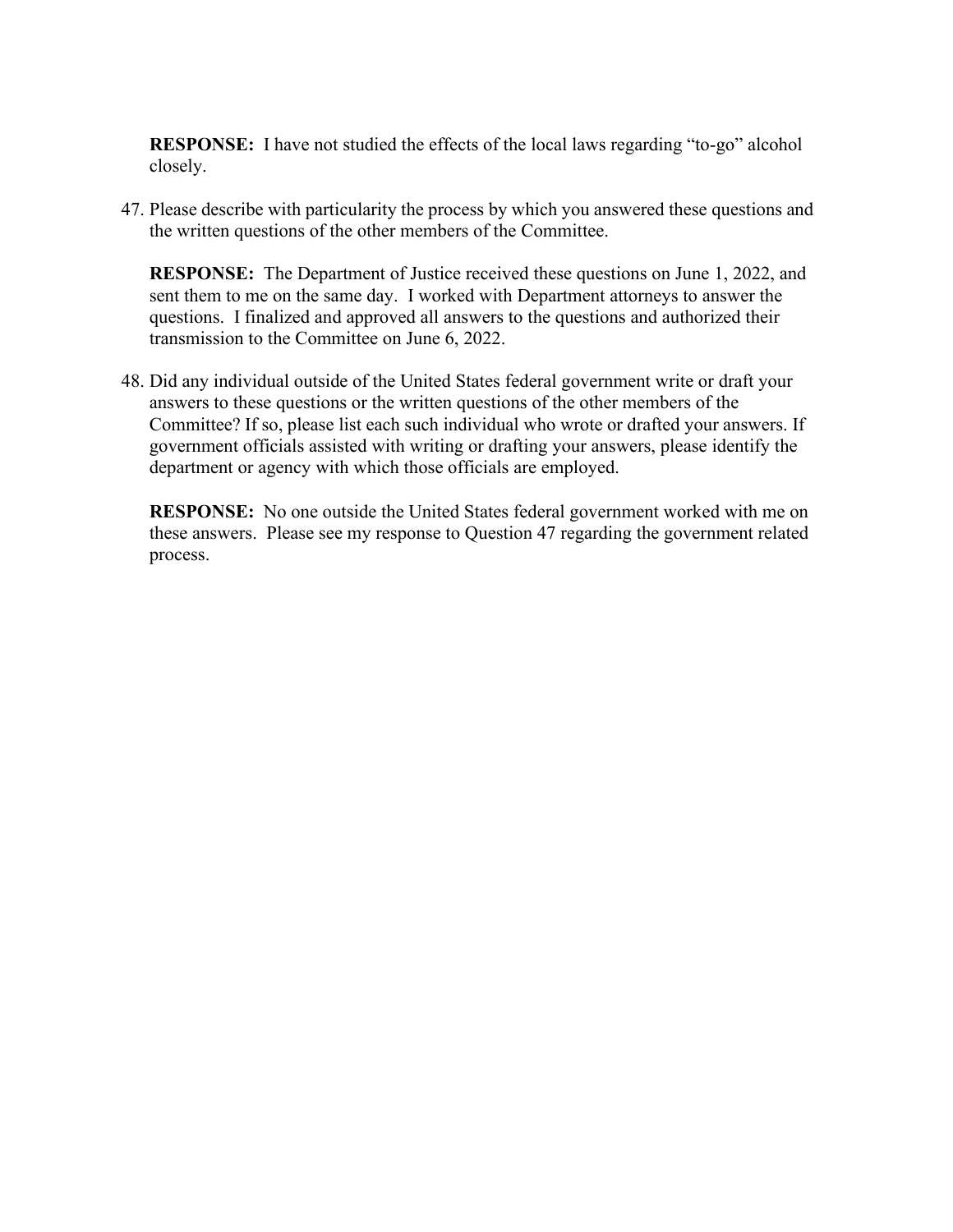**RESPONSE:** I have not studied the effects of the local laws regarding "to-go" alcohol closely.

47. Please describe with particularity the process by which you answered these questions and the written questions of the other members of the Committee.

    **RESPONSE:** The Department of Justice received these questions on June 1, 2022, and sent them to me on the same day. I worked with Department attorneys to answer the questions. I finalized and approved all answers to the questions and authorized their transmission to the Committee on June 6, 2022.

48. Did any individual outside of the United States federal government write or draft your answers to these questions or the written questions of the other members of the Committee? If so, please list each such individual who wrote or drafted your answers. If government officials assisted with writing or drafting your answers, please identify the department or agency with which those officials are employed.

    **RESPONSE:** No one outside the United States federal government worked with me on these answers. Please see my response to Question 47 regarding the government related process.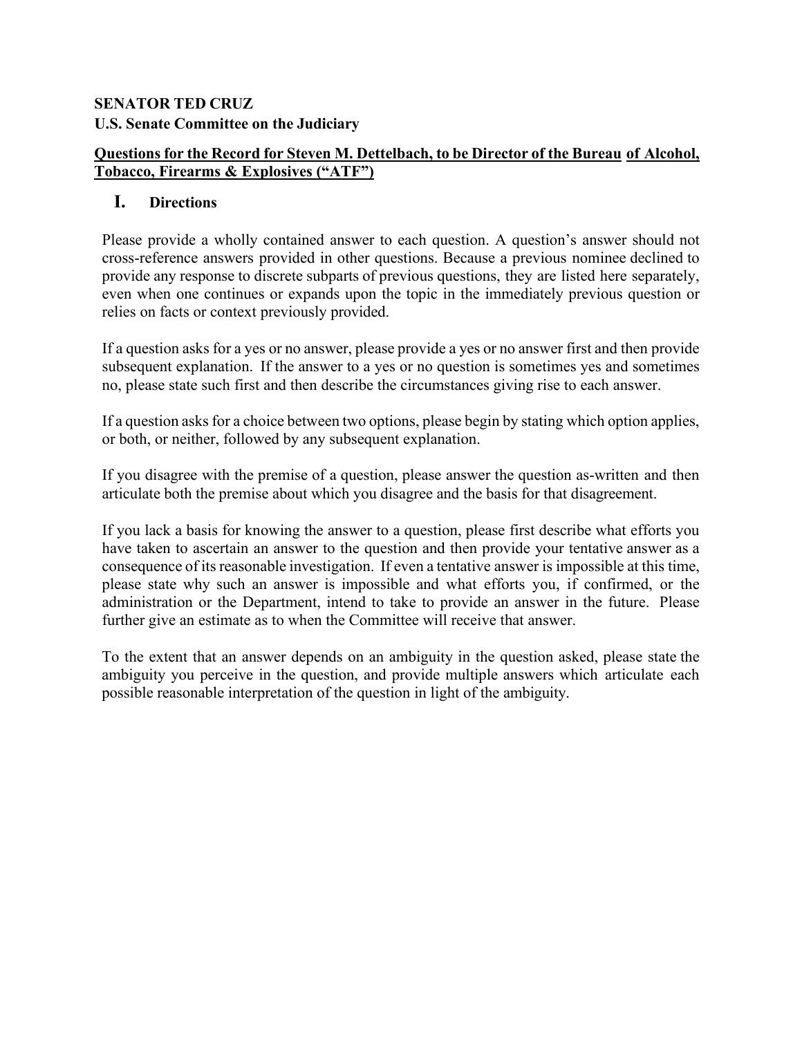**SENATOR TED CRUZ**
**U.S. Senate Committee on the Judiciary**

**Questions for the Record for Steven M. Dettelbach, to be Director of the Bureau of Alcohol, Tobacco, Firearms & Explosives ("ATF")**

## I. Directions

Please provide a wholly contained answer to each question. A question's answer should not cross-reference answers provided in other questions. Because a previous nominee declined to provide any response to discrete subparts of previous questions, they are listed here separately, even when one continues or expands upon the topic in the immediately previous question or relies on facts or context previously provided.

If a question asks for a yes or no answer, please provide a yes or no answer first and then provide subsequent explanation. If the answer to a yes or no question is sometimes yes and sometimes no, please state such first and then describe the circumstances giving rise to each answer.

If a question asks for a choice between two options, please begin by stating which option applies, or both, or neither, followed by any subsequent explanation.

If you disagree with the premise of a question, please answer the question as-written and then articulate both the premise about which you disagree and the basis for that disagreement.

If you lack a basis for knowing the answer to a question, please first describe what efforts you have taken to ascertain an answer to the question and then provide your tentative answer as a consequence of its reasonable investigation. If even a tentative answer is impossible at this time, please state why such an answer is impossible and what efforts you, if confirmed, or the administration or the Department, intend to take to provide an answer in the future. Please further give an estimate as to when the Committee will receive that answer.

To the extent that an answer depends on an ambiguity in the question asked, please state the ambiguity you perceive in the question, and provide multiple answers which articulate each possible reasonable interpretation of the question in light of the ambiguity.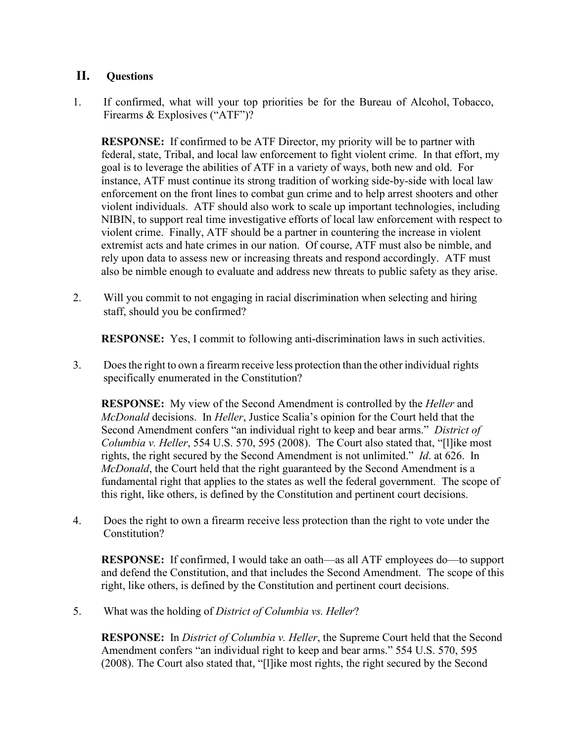## II. Questions

1. If confirmed, what will your top priorities be for the Bureau of Alcohol, Tobacco, Firearms & Explosives ("ATF")?

   **RESPONSE:** If confirmed to be ATF Director, my priority will be to partner with federal, state, Tribal, and local law enforcement to fight violent crime. In that effort, my goal is to leverage the abilities of ATF in a variety of ways, both new and old. For instance, ATF must continue its strong tradition of working side-by-side with local law enforcement on the front lines to combat gun crime and to help arrest shooters and other violent individuals. ATF should also work to scale up important technologies, including NIBIN, to support real time investigative efforts of local law enforcement with respect to violent crime. Finally, ATF should be a partner in countering the increase in violent extremist acts and hate crimes in our nation. Of course, ATF must also be nimble, and rely upon data to assess new or increasing threats and respond accordingly. ATF must also be nimble enough to evaluate and address new threats to public safety as they arise.

2. Will you commit to not engaging in racial discrimination when selecting and hiring staff, should you be confirmed?

   **RESPONSE:** Yes, I commit to following anti-discrimination laws in such activities.

3. Does the right to own a firearm receive less protection than the other individual rights specifically enumerated in the Constitution?

   **RESPONSE:** My view of the Second Amendment is controlled by the *Heller* and *McDonald* decisions. In *Heller*, Justice Scalia's opinion for the Court held that the Second Amendment confers "an individual right to keep and bear arms." *District of Columbia v. Heller*, 554 U.S. 570, 595 (2008). The Court also stated that, "[l]ike most rights, the right secured by the Second Amendment is not unlimited." *Id*. at 626. In *McDonald*, the Court held that the right guaranteed by the Second Amendment is a fundamental right that applies to the states as well the federal government. The scope of this right, like others, is defined by the Constitution and pertinent court decisions.

4. Does the right to own a firearm receive less protection than the right to vote under the Constitution?

   **RESPONSE:** If confirmed, I would take an oath—as all ATF employees do—to support and defend the Constitution, and that includes the Second Amendment. The scope of this right, like others, is defined by the Constitution and pertinent court decisions.

5. What was the holding of *District of Columbia vs. Heller*?

   **RESPONSE:** In *District of Columbia v. Heller*, the Supreme Court held that the Second Amendment confers "an individual right to keep and bear arms." 554 U.S. 570, 595 (2008). The Court also stated that, "[l]ike most rights, the right secured by the Second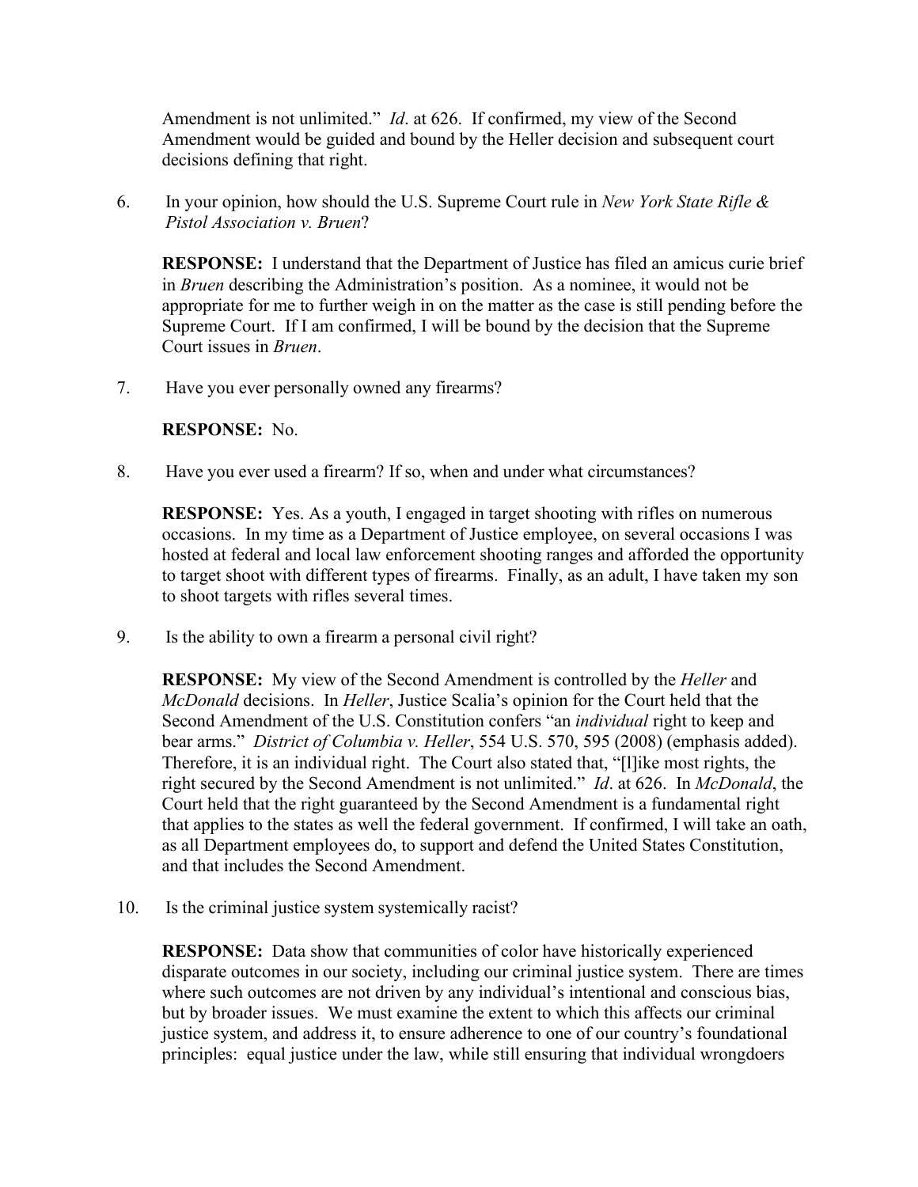Amendment is not unlimited." *Id*. at 626. If confirmed, my view of the Second Amendment would be guided and bound by the Heller decision and subsequent court decisions defining that right.

6. In your opinion, how should the U.S. Supreme Court rule in *New York State Rifle & Pistol Association v. Bruen*?

   **RESPONSE:** I understand that the Department of Justice has filed an amicus curie brief in *Bruen* describing the Administration's position. As a nominee, it would not be appropriate for me to further weigh in on the matter as the case is still pending before the Supreme Court. If I am confirmed, I will be bound by the decision that the Supreme Court issues in *Bruen*.

7. Have you ever personally owned any firearms?

   **RESPONSE:** No.

8. Have you ever used a firearm? If so, when and under what circumstances?

   **RESPONSE:** Yes. As a youth, I engaged in target shooting with rifles on numerous occasions. In my time as a Department of Justice employee, on several occasions I was hosted at federal and local law enforcement shooting ranges and afforded the opportunity to target shoot with different types of firearms. Finally, as an adult, I have taken my son to shoot targets with rifles several times.

9. Is the ability to own a firearm a personal civil right?

   **RESPONSE:** My view of the Second Amendment is controlled by the *Heller* and *McDonald* decisions. In *Heller*, Justice Scalia's opinion for the Court held that the Second Amendment of the U.S. Constitution confers "an *individual* right to keep and bear arms." *District of Columbia v. Heller*, 554 U.S. 570, 595 (2008) (emphasis added). Therefore, it is an individual right. The Court also stated that, "[l]ike most rights, the right secured by the Second Amendment is not unlimited." *Id*. at 626. In *McDonald*, the Court held that the right guaranteed by the Second Amendment is a fundamental right that applies to the states as well the federal government. If confirmed, I will take an oath, as all Department employees do, to support and defend the United States Constitution, and that includes the Second Amendment.

10. Is the criminal justice system systemically racist?

    **RESPONSE:** Data show that communities of color have historically experienced disparate outcomes in our society, including our criminal justice system. There are times where such outcomes are not driven by any individual's intentional and conscious bias, but by broader issues. We must examine the extent to which this affects our criminal justice system, and address it, to ensure adherence to one of our country's foundational principles: equal justice under the law, while still ensuring that individual wrongdoers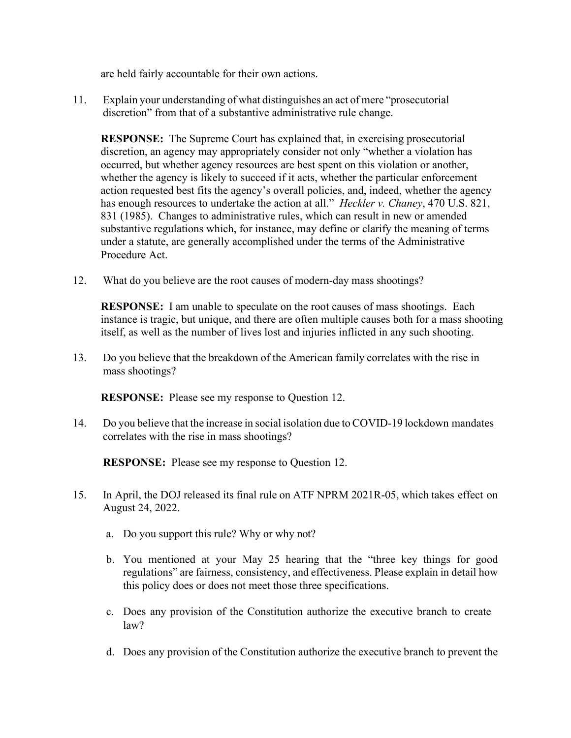are held fairly accountable for their own actions.

11. Explain your understanding of what distinguishes an act of mere "prosecutorial discretion" from that of a substantive administrative rule change.

    **RESPONSE:** The Supreme Court has explained that, in exercising prosecutorial discretion, an agency may appropriately consider not only "whether a violation has occurred, but whether agency resources are best spent on this violation or another, whether the agency is likely to succeed if it acts, whether the particular enforcement action requested best fits the agency's overall policies, and, indeed, whether the agency has enough resources to undertake the action at all." *Heckler v. Chaney*, 470 U.S. 821, 831 (1985). Changes to administrative rules, which can result in new or amended substantive regulations which, for instance, may define or clarify the meaning of terms under a statute, are generally accomplished under the terms of the Administrative Procedure Act.

12. What do you believe are the root causes of modern-day mass shootings?

    **RESPONSE:** I am unable to speculate on the root causes of mass shootings. Each instance is tragic, but unique, and there are often multiple causes both for a mass shooting itself, as well as the number of lives lost and injuries inflicted in any such shooting.

13. Do you believe that the breakdown of the American family correlates with the rise in mass shootings?

    **RESPONSE:** Please see my response to Question 12.

14. Do you believe that the increase in social isolation due to COVID-19 lockdown mandates correlates with the rise in mass shootings?

    **RESPONSE:** Please see my response to Question 12.

15. In April, the DOJ released its final rule on ATF NPRM 2021R-05, which takes effect on August 24, 2022.

    a. Do you support this rule? Why or why not?

    b. You mentioned at your May 25 hearing that the "three key things for good regulations" are fairness, consistency, and effectiveness. Please explain in detail how this policy does or does not meet those three specifications.

    c. Does any provision of the Constitution authorize the executive branch to create law?

    d. Does any provision of the Constitution authorize the executive branch to prevent the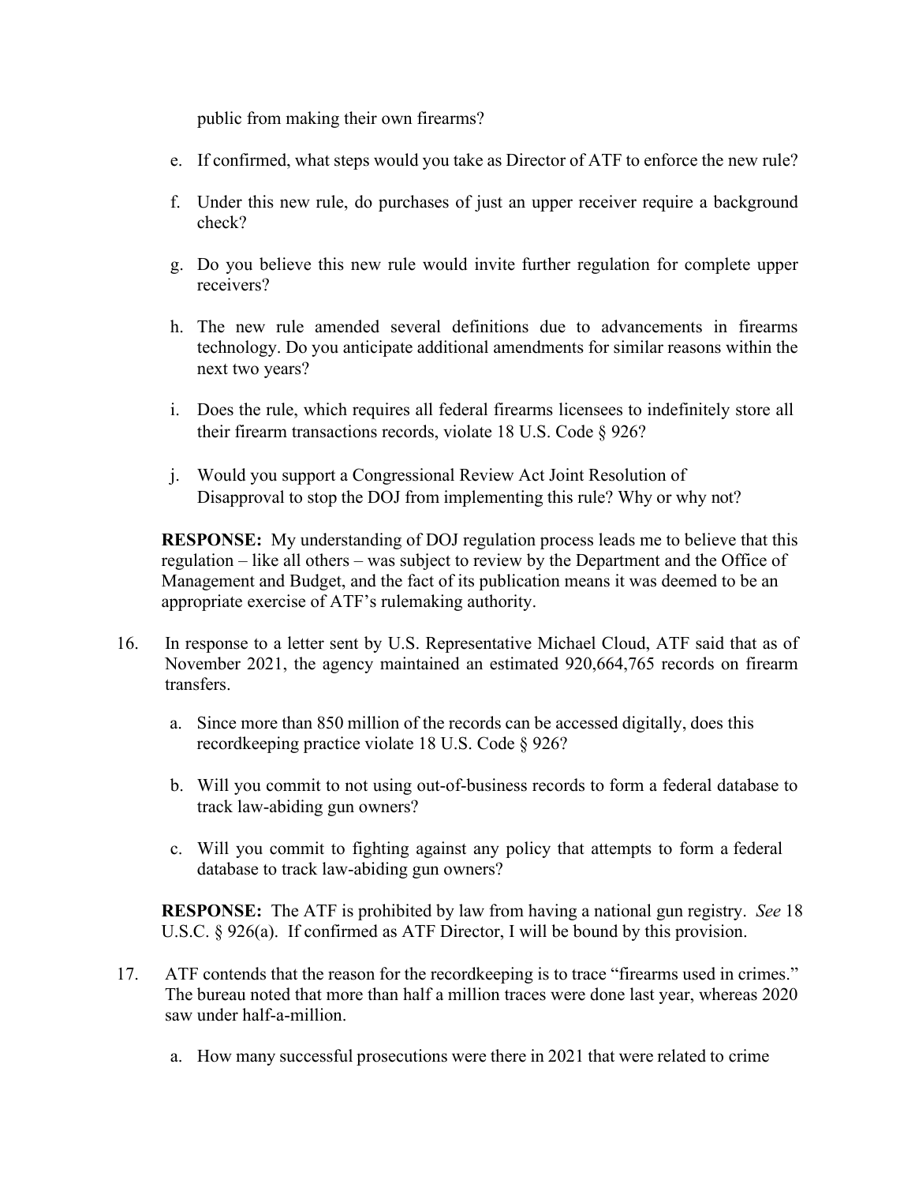public from making their own firearms?

e. If confirmed, what steps would you take as Director of ATF to enforce the new rule?

f. Under this new rule, do purchases of just an upper receiver require a background check?

g. Do you believe this new rule would invite further regulation for complete upper receivers?

h. The new rule amended several definitions due to advancements in firearms technology. Do you anticipate additional amendments for similar reasons within the next two years?

i. Does the rule, which requires all federal firearms licensees to indefinitely store all their firearm transactions records, violate 18 U.S. Code § 926?

j. Would you support a Congressional Review Act Joint Resolution of Disapproval to stop the DOJ from implementing this rule? Why or why not?

**RESPONSE:** My understanding of DOJ regulation process leads me to believe that this regulation – like all others – was subject to review by the Department and the Office of Management and Budget, and the fact of its publication means it was deemed to be an appropriate exercise of ATF's rulemaking authority.

16. In response to a letter sent by U.S. Representative Michael Cloud, ATF said that as of November 2021, the agency maintained an estimated 920,664,765 records on firearm transfers.

    a. Since more than 850 million of the records can be accessed digitally, does this recordkeeping practice violate 18 U.S. Code § 926?

    b. Will you commit to not using out-of-business records to form a federal database to track law-abiding gun owners?

    c. Will you commit to fighting against any policy that attempts to form a federal database to track law-abiding gun owners?

    **RESPONSE:** The ATF is prohibited by law from having a national gun registry. *See* 18 U.S.C. § 926(a). If confirmed as ATF Director, I will be bound by this provision.

17. ATF contends that the reason for the recordkeeping is to trace "firearms used in crimes." The bureau noted that more than half a million traces were done last year, whereas 2020 saw under half-a-million.

    a. How many successful prosecutions were there in 2021 that were related to crime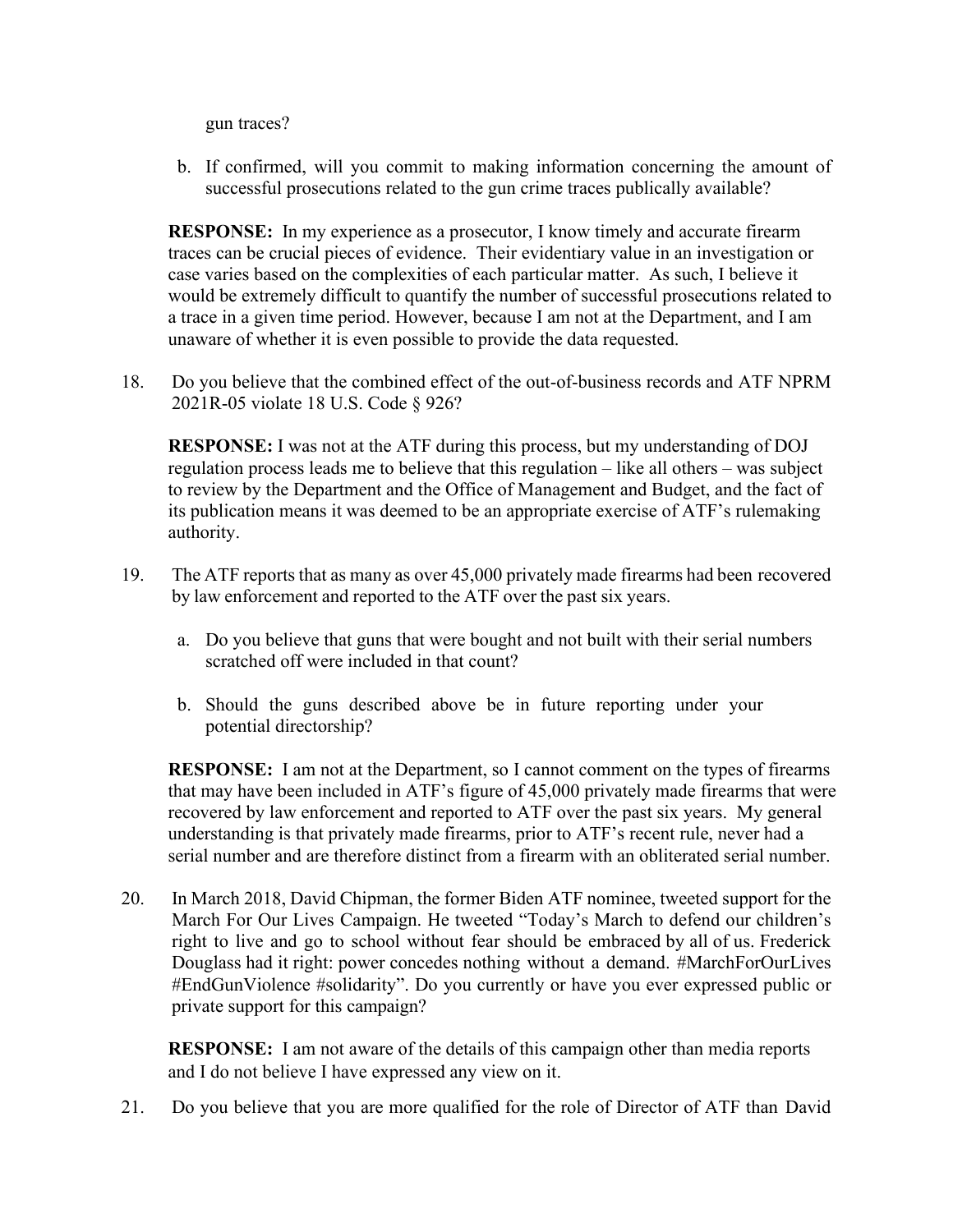gun traces?

b. If confirmed, will you commit to making information concerning the amount of successful prosecutions related to the gun crime traces publically available?

**RESPONSE:** In my experience as a prosecutor, I know timely and accurate firearm traces can be crucial pieces of evidence. Their evidentiary value in an investigation or case varies based on the complexities of each particular matter. As such, I believe it would be extremely difficult to quantify the number of successful prosecutions related to a trace in a given time period. However, because I am not at the Department, and I am unaware of whether it is even possible to provide the data requested.

18. Do you believe that the combined effect of the out-of-business records and ATF NPRM 2021R-05 violate 18 U.S. Code § 926?

**RESPONSE:** I was not at the ATF during this process, but my understanding of DOJ regulation process leads me to believe that this regulation – like all others – was subject to review by the Department and the Office of Management and Budget, and the fact of its publication means it was deemed to be an appropriate exercise of ATF's rulemaking authority.

19. The ATF reports that as many as over 45,000 privately made firearms had been recovered by law enforcement and reported to the ATF over the past six years.

   a. Do you believe that guns that were bought and not built with their serial numbers scratched off were included in that count?

   b. Should the guns described above be in future reporting under your potential directorship?

**RESPONSE:** I am not at the Department, so I cannot comment on the types of firearms that may have been included in ATF's figure of 45,000 privately made firearms that were recovered by law enforcement and reported to ATF over the past six years. My general understanding is that privately made firearms, prior to ATF's recent rule, never had a serial number and are therefore distinct from a firearm with an obliterated serial number.

20. In March 2018, David Chipman, the former Biden ATF nominee, tweeted support for the March For Our Lives Campaign. He tweeted "Today's March to defend our children's right to live and go to school without fear should be embraced by all of us. Frederick Douglass had it right: power concedes nothing without a demand. #MarchForOurLives #EndGunViolence #solidarity". Do you currently or have you ever expressed public or private support for this campaign?

**RESPONSE:** I am not aware of the details of this campaign other than media reports and I do not believe I have expressed any view on it.

21. Do you believe that you are more qualified for the role of Director of ATF than David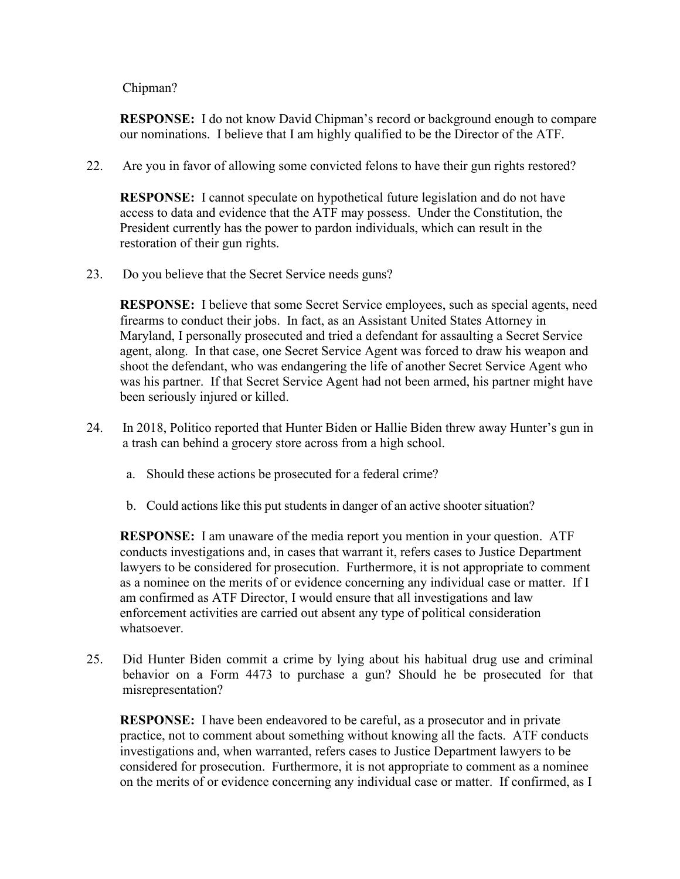Chipman?

**RESPONSE:** I do not know David Chipman's record or background enough to compare our nominations. I believe that I am highly qualified to be the Director of the ATF.

22. Are you in favor of allowing some convicted felons to have their gun rights restored?

    **RESPONSE:** I cannot speculate on hypothetical future legislation and do not have access to data and evidence that the ATF may possess. Under the Constitution, the President currently has the power to pardon individuals, which can result in the restoration of their gun rights.

23. Do you believe that the Secret Service needs guns?

    **RESPONSE:** I believe that some Secret Service employees, such as special agents, need firearms to conduct their jobs. In fact, as an Assistant United States Attorney in Maryland, I personally prosecuted and tried a defendant for assaulting a Secret Service agent, along. In that case, one Secret Service Agent was forced to draw his weapon and shoot the defendant, who was endangering the life of another Secret Service Agent who was his partner. If that Secret Service Agent had not been armed, his partner might have been seriously injured or killed.

24. In 2018, Politico reported that Hunter Biden or Hallie Biden threw away Hunter's gun in a trash can behind a grocery store across from a high school.

    a. Should these actions be prosecuted for a federal crime?

    b. Could actions like this put students in danger of an active shooter situation?

    **RESPONSE:** I am unaware of the media report you mention in your question. ATF conducts investigations and, in cases that warrant it, refers cases to Justice Department lawyers to be considered for prosecution. Furthermore, it is not appropriate to comment as a nominee on the merits of or evidence concerning any individual case or matter. If I am confirmed as ATF Director, I would ensure that all investigations and law enforcement activities are carried out absent any type of political consideration whatsoever.

25. Did Hunter Biden commit a crime by lying about his habitual drug use and criminal behavior on a Form 4473 to purchase a gun? Should he be prosecuted for that misrepresentation?

    **RESPONSE:** I have been endeavored to be careful, as a prosecutor and in private practice, not to comment about something without knowing all the facts. ATF conducts investigations and, when warranted, refers cases to Justice Department lawyers to be considered for prosecution. Furthermore, it is not appropriate to comment as a nominee on the merits of or evidence concerning any individual case or matter. If confirmed, as I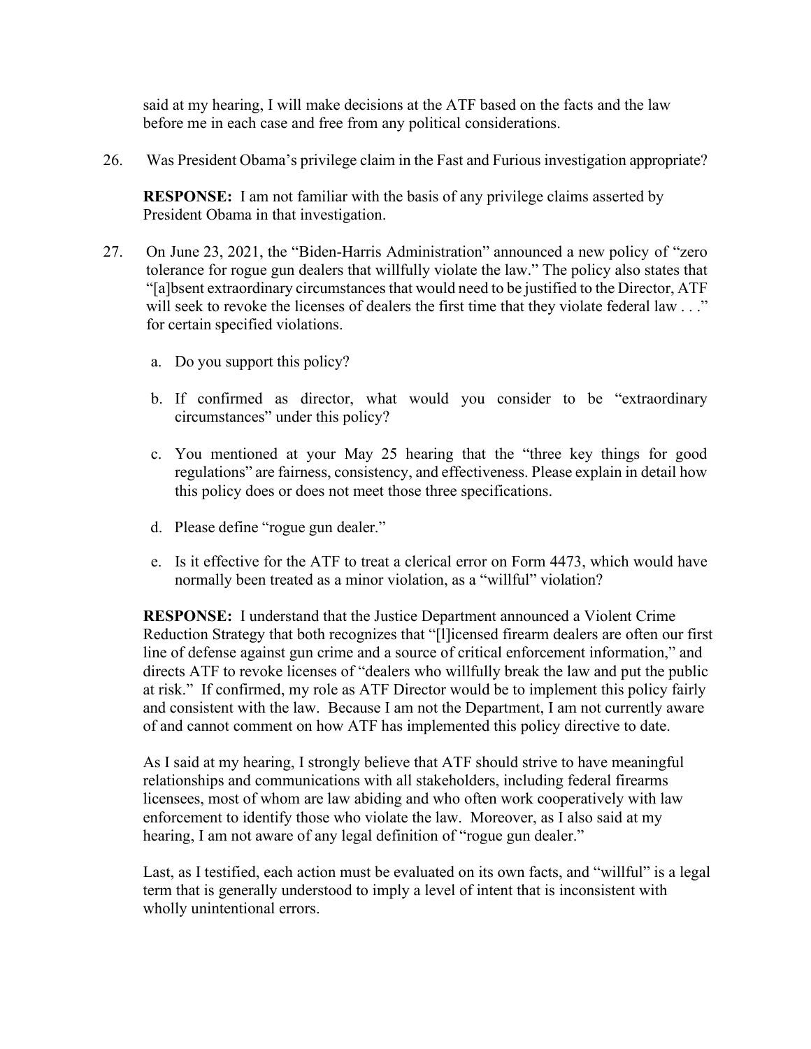said at my hearing, I will make decisions at the ATF based on the facts and the law before me in each case and free from any political considerations.

26. Was President Obama's privilege claim in the Fast and Furious investigation appropriate?

    **RESPONSE:** I am not familiar with the basis of any privilege claims asserted by President Obama in that investigation.

27. On June 23, 2021, the "Biden-Harris Administration" announced a new policy of "zero tolerance for rogue gun dealers that willfully violate the law." The policy also states that "[a]bsent extraordinary circumstances that would need to be justified to the Director, ATF will seek to revoke the licenses of dealers the first time that they violate federal law . . ." for certain specified violations.

    a. Do you support this policy?

    b. If confirmed as director, what would you consider to be "extraordinary circumstances" under this policy?

    c. You mentioned at your May 25 hearing that the "three key things for good regulations" are fairness, consistency, and effectiveness. Please explain in detail how this policy does or does not meet those three specifications.

    d. Please define "rogue gun dealer."

    e. Is it effective for the ATF to treat a clerical error on Form 4473, which would have normally been treated as a minor violation, as a "willful" violation?

    **RESPONSE:** I understand that the Justice Department announced a Violent Crime Reduction Strategy that both recognizes that "[l]icensed firearm dealers are often our first line of defense against gun crime and a source of critical enforcement information," and directs ATF to revoke licenses of "dealers who willfully break the law and put the public at risk." If confirmed, my role as ATF Director would be to implement this policy fairly and consistent with the law. Because I am not the Department, I am not currently aware of and cannot comment on how ATF has implemented this policy directive to date.

    As I said at my hearing, I strongly believe that ATF should strive to have meaningful relationships and communications with all stakeholders, including federal firearms licensees, most of whom are law abiding and who often work cooperatively with law enforcement to identify those who violate the law. Moreover, as I also said at my hearing, I am not aware of any legal definition of "rogue gun dealer."

    Last, as I testified, each action must be evaluated on its own facts, and "willful" is a legal term that is generally understood to imply a level of intent that is inconsistent with wholly unintentional errors.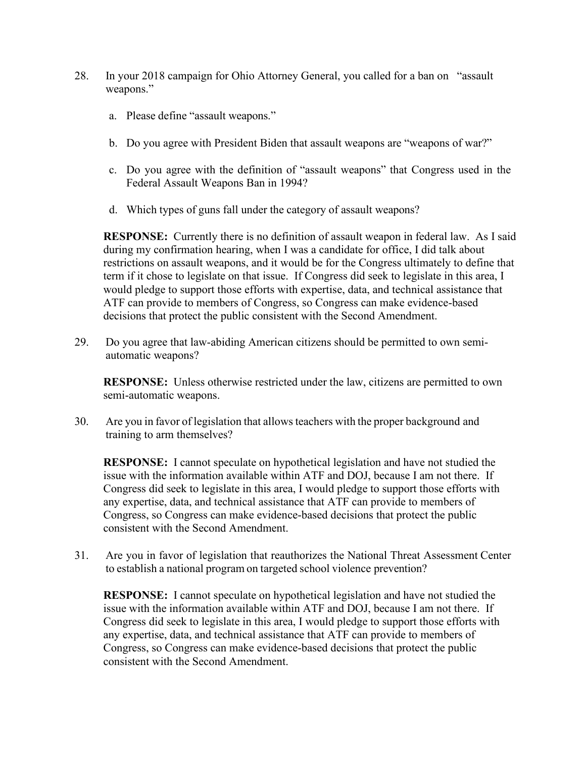28. In your 2018 campaign for Ohio Attorney General, you called for a ban on "assault weapons."

    a. Please define "assault weapons."

    b. Do you agree with President Biden that assault weapons are "weapons of war?"

    c. Do you agree with the definition of "assault weapons" that Congress used in the Federal Assault Weapons Ban in 1994?

    d. Which types of guns fall under the category of assault weapons?

    **RESPONSE:** Currently there is no definition of assault weapon in federal law. As I said during my confirmation hearing, when I was a candidate for office, I did talk about restrictions on assault weapons, and it would be for the Congress ultimately to define that term if it chose to legislate on that issue. If Congress did seek to legislate in this area, I would pledge to support those efforts with expertise, data, and technical assistance that ATF can provide to members of Congress, so Congress can make evidence-based decisions that protect the public consistent with the Second Amendment.

29. Do you agree that law-abiding American citizens should be permitted to own semi-automatic weapons?

    **RESPONSE:** Unless otherwise restricted under the law, citizens are permitted to own semi-automatic weapons.

30. Are you in favor of legislation that allows teachers with the proper background and training to arm themselves?

    **RESPONSE:** I cannot speculate on hypothetical legislation and have not studied the issue with the information available within ATF and DOJ, because I am not there. If Congress did seek to legislate in this area, I would pledge to support those efforts with any expertise, data, and technical assistance that ATF can provide to members of Congress, so Congress can make evidence-based decisions that protect the public consistent with the Second Amendment.

31. Are you in favor of legislation that reauthorizes the National Threat Assessment Center to establish a national program on targeted school violence prevention?

    **RESPONSE:** I cannot speculate on hypothetical legislation and have not studied the issue with the information available within ATF and DOJ, because I am not there. If Congress did seek to legislate in this area, I would pledge to support those efforts with any expertise, data, and technical assistance that ATF can provide to members of Congress, so Congress can make evidence-based decisions that protect the public consistent with the Second Amendment.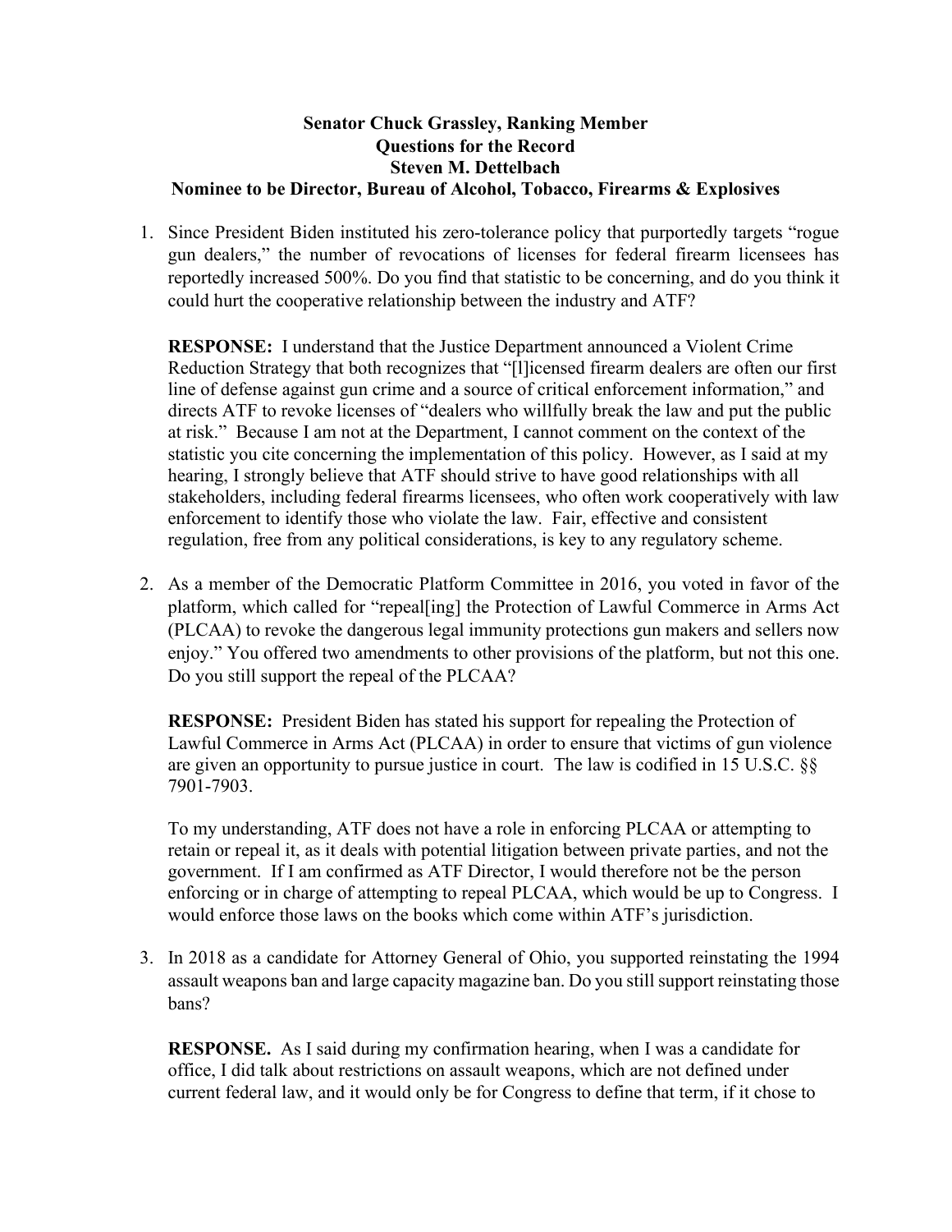**Senator Chuck Grassley, Ranking Member**
**Questions for the Record**
**Steven M. Dettelbach**
**Nominee to be Director, Bureau of Alcohol, Tobacco, Firearms & Explosives**

1. Since President Biden instituted his zero-tolerance policy that purportedly targets "rogue gun dealers," the number of revocations of licenses for federal firearm licensees has reportedly increased 500%. Do you find that statistic to be concerning, and do you think it could hurt the cooperative relationship between the industry and ATF?

   **RESPONSE:** I understand that the Justice Department announced a Violent Crime Reduction Strategy that both recognizes that "[l]icensed firearm dealers are often our first line of defense against gun crime and a source of critical enforcement information," and directs ATF to revoke licenses of "dealers who willfully break the law and put the public at risk." Because I am not at the Department, I cannot comment on the context of the statistic you cite concerning the implementation of this policy. However, as I said at my hearing, I strongly believe that ATF should strive to have good relationships with all stakeholders, including federal firearms licensees, who often work cooperatively with law enforcement to identify those who violate the law. Fair, effective and consistent regulation, free from any political considerations, is key to any regulatory scheme.

2. As a member of the Democratic Platform Committee in 2016, you voted in favor of the platform, which called for "repeal[ing] the Protection of Lawful Commerce in Arms Act (PLCAA) to revoke the dangerous legal immunity protections gun makers and sellers now enjoy." You offered two amendments to other provisions of the platform, but not this one. Do you still support the repeal of the PLCAA?

   **RESPONSE:** President Biden has stated his support for repealing the Protection of Lawful Commerce in Arms Act (PLCAA) in order to ensure that victims of gun violence are given an opportunity to pursue justice in court. The law is codified in 15 U.S.C. §§ 7901-7903.

   To my understanding, ATF does not have a role in enforcing PLCAA or attempting to retain or repeal it, as it deals with potential litigation between private parties, and not the government. If I am confirmed as ATF Director, I would therefore not be the person enforcing or in charge of attempting to repeal PLCAA, which would be up to Congress. I would enforce those laws on the books which come within ATF's jurisdiction.

3. In 2018 as a candidate for Attorney General of Ohio, you supported reinstating the 1994 assault weapons ban and large capacity magazine ban. Do you still support reinstating those bans?

   **RESPONSE.** As I said during my confirmation hearing, when I was a candidate for office, I did talk about restrictions on assault weapons, which are not defined under current federal law, and it would only be for Congress to define that term, if it chose to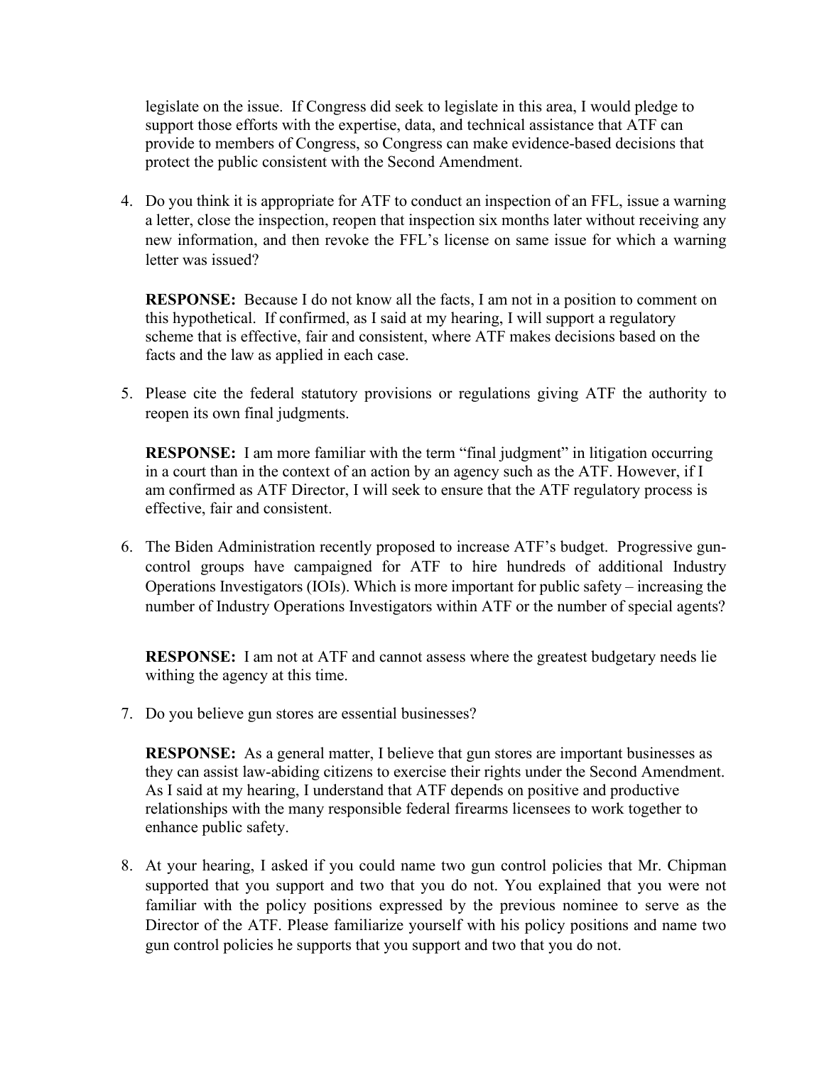legislate on the issue. If Congress did seek to legislate in this area, I would pledge to support those efforts with the expertise, data, and technical assistance that ATF can provide to members of Congress, so Congress can make evidence-based decisions that protect the public consistent with the Second Amendment.

4. Do you think it is appropriate for ATF to conduct an inspection of an FFL, issue a warning a letter, close the inspection, reopen that inspection six months later without receiving any new information, and then revoke the FFL's license on same issue for which a warning letter was issued?

   **RESPONSE:** Because I do not know all the facts, I am not in a position to comment on this hypothetical. If confirmed, as I said at my hearing, I will support a regulatory scheme that is effective, fair and consistent, where ATF makes decisions based on the facts and the law as applied in each case.

5. Please cite the federal statutory provisions or regulations giving ATF the authority to reopen its own final judgments.

   **RESPONSE:** I am more familiar with the term "final judgment" in litigation occurring in a court than in the context of an action by an agency such as the ATF. However, if I am confirmed as ATF Director, I will seek to ensure that the ATF regulatory process is effective, fair and consistent.

6. The Biden Administration recently proposed to increase ATF's budget. Progressive gun-control groups have campaigned for ATF to hire hundreds of additional Industry Operations Investigators (IOIs). Which is more important for public safety – increasing the number of Industry Operations Investigators within ATF or the number of special agents?

   **RESPONSE:** I am not at ATF and cannot assess where the greatest budgetary needs lie withing the agency at this time.

7. Do you believe gun stores are essential businesses?

   **RESPONSE:** As a general matter, I believe that gun stores are important businesses as they can assist law-abiding citizens to exercise their rights under the Second Amendment. As I said at my hearing, I understand that ATF depends on positive and productive relationships with the many responsible federal firearms licensees to work together to enhance public safety.

8. At your hearing, I asked if you could name two gun control policies that Mr. Chipman supported that you support and two that you do not. You explained that you were not familiar with the policy positions expressed by the previous nominee to serve as the Director of the ATF. Please familiarize yourself with his policy positions and name two gun control policies he supports that you support and two that you do not.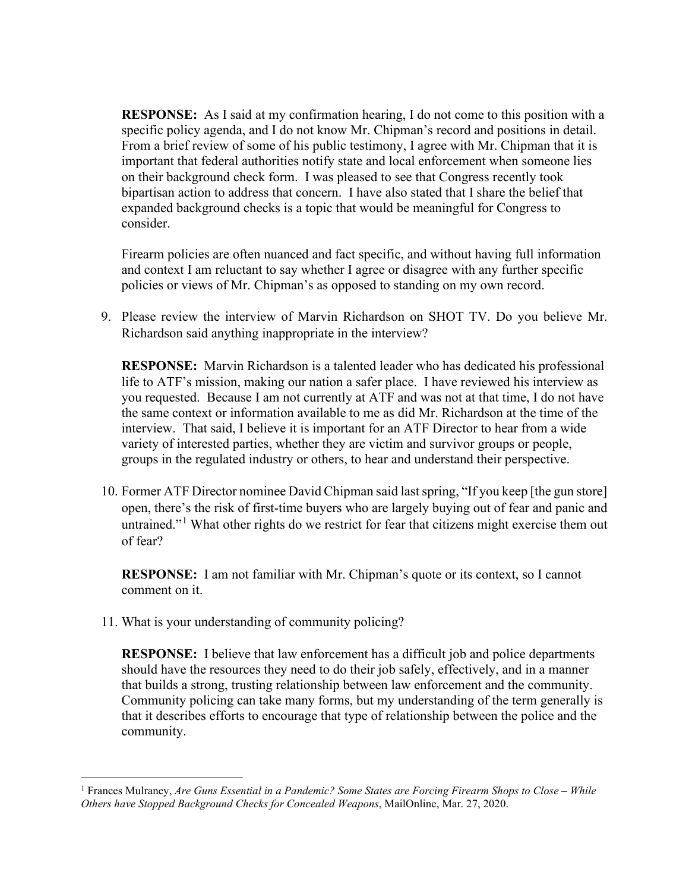**RESPONSE:** As I said at my confirmation hearing, I do not come to this position with a specific policy agenda, and I do not know Mr. Chipman's record and positions in detail. From a brief review of some of his public testimony, I agree with Mr. Chipman that it is important that federal authorities notify state and local enforcement when someone lies on their background check form. I was pleased to see that Congress recently took bipartisan action to address that concern. I have also stated that I share the belief that expanded background checks is a topic that would be meaningful for Congress to consider.

Firearm policies are often nuanced and fact specific, and without having full information and context I am reluctant to say whether I agree or disagree with any further specific policies or views of Mr. Chipman's as opposed to standing on my own record.

9. Please review the interview of Marvin Richardson on SHOT TV. Do you believe Mr. Richardson said anything inappropriate in the interview?

   **RESPONSE:** Marvin Richardson is a talented leader who has dedicated his professional life to ATF's mission, making our nation a safer place. I have reviewed his interview as you requested. Because I am not currently at ATF and was not at that time, I do not have the same context or information available to me as did Mr. Richardson at the time of the interview. That said, I believe it is important for an ATF Director to hear from a wide variety of interested parties, whether they are victim and survivor groups or people, groups in the regulated industry or others, to hear and understand their perspective.

10. Former ATF Director nominee David Chipman said last spring, "If you keep [the gun store] open, there's the risk of first-time buyers who are largely buying out of fear and panic and untrained."[1] What other rights do we restrict for fear that citizens might exercise them out of fear?

    **RESPONSE:** I am not familiar with Mr. Chipman's quote or its context, so I cannot comment on it.

11. What is your understanding of community policing?

    **RESPONSE:** I believe that law enforcement has a difficult job and police departments should have the resources they need to do their job safely, effectively, and in a manner that builds a strong, trusting relationship between law enforcement and the community. Community policing can take many forms, but my understanding of the term generally is that it describes efforts to encourage that type of relationship between the police and the community.

---

[1] Frances Mulraney, *Are Guns Essential in a Pandemic? Some States are Forcing Firearm Shops to Close – While Others have Stopped Background Checks for Concealed Weapons*, MailOnline, Mar. 27, 2020.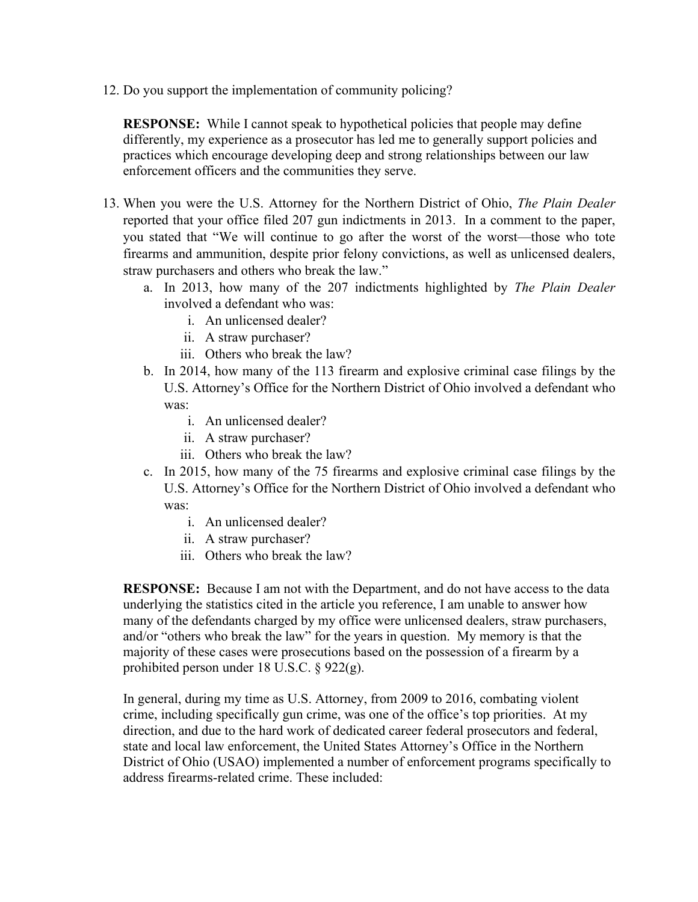12. Do you support the implementation of community policing?

    **RESPONSE:** While I cannot speak to hypothetical policies that people may define differently, my experience as a prosecutor has led me to generally support policies and practices which encourage developing deep and strong relationships between our law enforcement officers and the communities they serve.

13. When you were the U.S. Attorney for the Northern District of Ohio, *The Plain Dealer* reported that your office filed 207 gun indictments in 2013. In a comment to the paper, you stated that "We will continue to go after the worst of the worst—those who tote firearms and ammunition, despite prior felony convictions, as well as unlicensed dealers, straw purchasers and others who break the law."
    a. In 2013, how many of the 207 indictments highlighted by *The Plain Dealer* involved a defendant who was:
        i. An unlicensed dealer?
        ii. A straw purchaser?
        iii. Others who break the law?
    b. In 2014, how many of the 113 firearm and explosive criminal case filings by the U.S. Attorney's Office for the Northern District of Ohio involved a defendant who was:
        i. An unlicensed dealer?
        ii. A straw purchaser?
        iii. Others who break the law?
    c. In 2015, how many of the 75 firearms and explosive criminal case filings by the U.S. Attorney's Office for the Northern District of Ohio involved a defendant who was:
        i. An unlicensed dealer?
        ii. A straw purchaser?
        iii. Others who break the law?

    **RESPONSE:** Because I am not with the Department, and do not have access to the data underlying the statistics cited in the article you reference, I am unable to answer how many of the defendants charged by my office were unlicensed dealers, straw purchasers, and/or "others who break the law" for the years in question. My memory is that the majority of these cases were prosecutions based on the possession of a firearm by a prohibited person under 18 U.S.C. § 922(g).

    In general, during my time as U.S. Attorney, from 2009 to 2016, combating violent crime, including specifically gun crime, was one of the office's top priorities. At my direction, and due to the hard work of dedicated career federal prosecutors and federal, state and local law enforcement, the United States Attorney's Office in the Northern District of Ohio (USAO) implemented a number of enforcement programs specifically to address firearms-related crime. These included: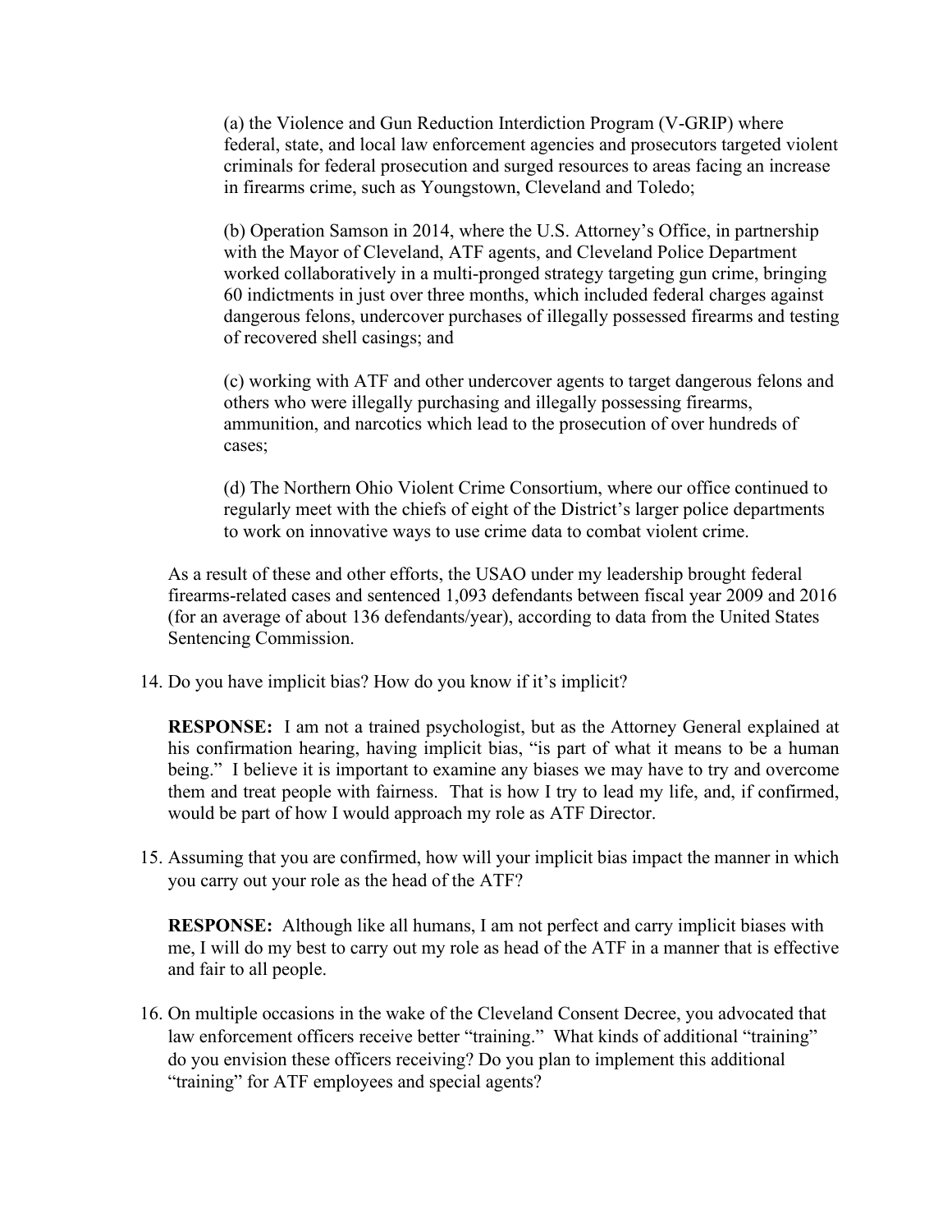(a) the Violence and Gun Reduction Interdiction Program (V-GRIP) where federal, state, and local law enforcement agencies and prosecutors targeted violent criminals for federal prosecution and surged resources to areas facing an increase in firearms crime, such as Youngstown, Cleveland and Toledo;

(b) Operation Samson in 2014, where the U.S. Attorney's Office, in partnership with the Mayor of Cleveland, ATF agents, and Cleveland Police Department worked collaboratively in a multi-pronged strategy targeting gun crime, bringing 60 indictments in just over three months, which included federal charges against dangerous felons, undercover purchases of illegally possessed firearms and testing of recovered shell casings; and

(c) working with ATF and other undercover agents to target dangerous felons and others who were illegally purchasing and illegally possessing firearms, ammunition, and narcotics which lead to the prosecution of over hundreds of cases;

(d) The Northern Ohio Violent Crime Consortium, where our office continued to regularly meet with the chiefs of eight of the District's larger police departments to work on innovative ways to use crime data to combat violent crime.

As a result of these and other efforts, the USAO under my leadership brought federal firearms-related cases and sentenced 1,093 defendants between fiscal year 2009 and 2016 (for an average of about 136 defendants/year), according to data from the United States Sentencing Commission.

14. Do you have implicit bias? How do you know if it's implicit?

    **RESPONSE:** I am not a trained psychologist, but as the Attorney General explained at his confirmation hearing, having implicit bias, "is part of what it means to be a human being." I believe it is important to examine any biases we may have to try and overcome them and treat people with fairness. That is how I try to lead my life, and, if confirmed, would be part of how I would approach my role as ATF Director.

15. Assuming that you are confirmed, how will your implicit bias impact the manner in which you carry out your role as the head of the ATF?

    **RESPONSE:** Although like all humans, I am not perfect and carry implicit biases with me, I will do my best to carry out my role as head of the ATF in a manner that is effective and fair to all people.

16. On multiple occasions in the wake of the Cleveland Consent Decree, you advocated that law enforcement officers receive better "training." What kinds of additional "training" do you envision these officers receiving? Do you plan to implement this additional "training" for ATF employees and special agents?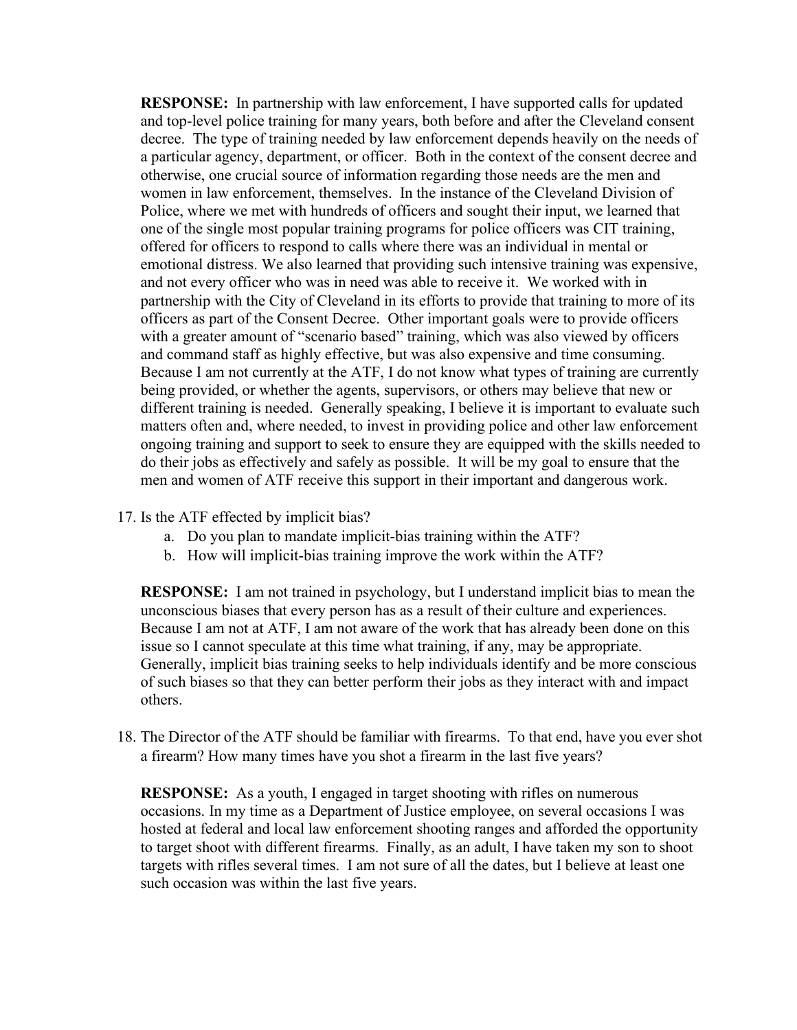**RESPONSE:** In partnership with law enforcement, I have supported calls for updated and top-level police training for many years, both before and after the Cleveland consent decree. The type of training needed by law enforcement depends heavily on the needs of a particular agency, department, or officer. Both in the context of the consent decree and otherwise, one crucial source of information regarding those needs are the men and women in law enforcement, themselves. In the instance of the Cleveland Division of Police, where we met with hundreds of officers and sought their input, we learned that one of the single most popular training programs for police officers was CIT training, offered for officers to respond to calls where there was an individual in mental or emotional distress. We also learned that providing such intensive training was expensive, and not every officer who was in need was able to receive it. We worked with in partnership with the City of Cleveland in its efforts to provide that training to more of its officers as part of the Consent Decree. Other important goals were to provide officers with a greater amount of "scenario based" training, which was also viewed by officers and command staff as highly effective, but was also expensive and time consuming. Because I am not currently at the ATF, I do not know what types of training are currently being provided, or whether the agents, supervisors, or others may believe that new or different training is needed. Generally speaking, I believe it is important to evaluate such matters often and, where needed, to invest in providing police and other law enforcement ongoing training and support to seek to ensure they are equipped with the skills needed to do their jobs as effectively and safely as possible. It will be my goal to ensure that the men and women of ATF receive this support in their important and dangerous work.

17. Is the ATF effected by implicit bias?
    a. Do you plan to mandate implicit-bias training within the ATF?
    b. How will implicit-bias training improve the work within the ATF?

**RESPONSE:** I am not trained in psychology, but I understand implicit bias to mean the unconscious biases that every person has as a result of their culture and experiences. Because I am not at ATF, I am not aware of the work that has already been done on this issue so I cannot speculate at this time what training, if any, may be appropriate. Generally, implicit bias training seeks to help individuals identify and be more conscious of such biases so that they can better perform their jobs as they interact with and impact others.

18. The Director of the ATF should be familiar with firearms. To that end, have you ever shot a firearm? How many times have you shot a firearm in the last five years?

**RESPONSE:** As a youth, I engaged in target shooting with rifles on numerous occasions. In my time as a Department of Justice employee, on several occasions I was hosted at federal and local law enforcement shooting ranges and afforded the opportunity to target shoot with different firearms. Finally, as an adult, I have taken my son to shoot targets with rifles several times. I am not sure of all the dates, but I believe at least one such occasion was within the last five years.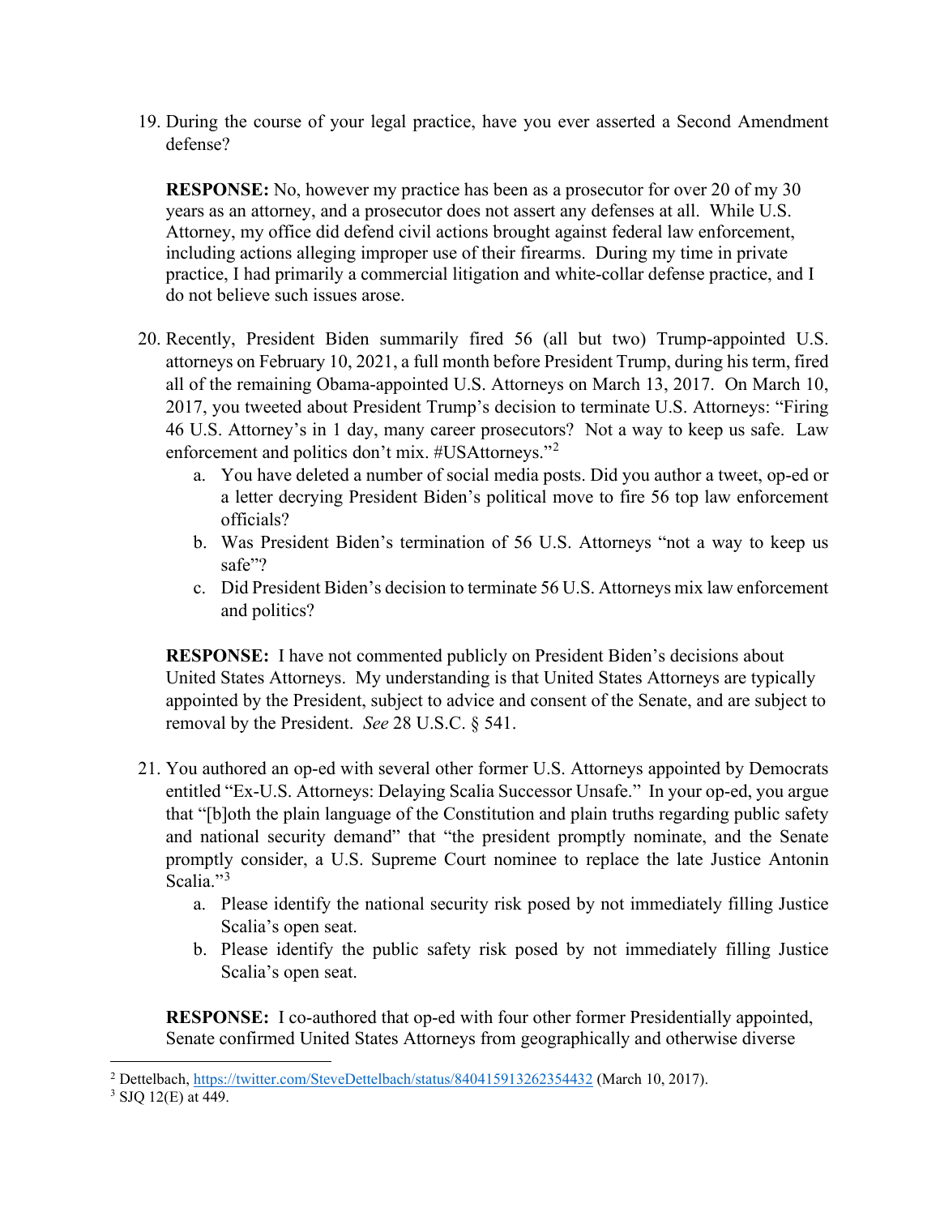19. During the course of your legal practice, have you ever asserted a Second Amendment defense?

    **RESPONSE:** No, however my practice has been as a prosecutor for over 20 of my 30 years as an attorney, and a prosecutor does not assert any defenses at all. While U.S. Attorney, my office did defend civil actions brought against federal law enforcement, including actions alleging improper use of their firearms. During my time in private practice, I had primarily a commercial litigation and white-collar defense practice, and I do not believe such issues arose.

20. Recently, President Biden summarily fired 56 (all but two) Trump-appointed U.S. attorneys on February 10, 2021, a full month before President Trump, during his term, fired all of the remaining Obama-appointed U.S. Attorneys on March 13, 2017. On March 10, 2017, you tweeted about President Trump's decision to terminate U.S. Attorneys: "Firing 46 U.S. Attorney's in 1 day, many career prosecutors? Not a way to keep us safe. Law enforcement and politics don't mix. #USAttorneys."[2]
    a. You have deleted a number of social media posts. Did you author a tweet, op-ed or a letter decrying President Biden's political move to fire 56 top law enforcement officials?
    b. Was President Biden's termination of 56 U.S. Attorneys "not a way to keep us safe"?
    c. Did President Biden's decision to terminate 56 U.S. Attorneys mix law enforcement and politics?

    **RESPONSE:** I have not commented publicly on President Biden's decisions about United States Attorneys. My understanding is that United States Attorneys are typically appointed by the President, subject to advice and consent of the Senate, and are subject to removal by the President. *See* 28 U.S.C. § 541.

21. You authored an op-ed with several other former U.S. Attorneys appointed by Democrats entitled "Ex-U.S. Attorneys: Delaying Scalia Successor Unsafe." In your op-ed, you argue that "[b]oth the plain language of the Constitution and plain truths regarding public safety and national security demand" that "the president promptly nominate, and the Senate promptly consider, a U.S. Supreme Court nominee to replace the late Justice Antonin Scalia."[3]
    a. Please identify the national security risk posed by not immediately filling Justice Scalia's open seat.
    b. Please identify the public safety risk posed by not immediately filling Justice Scalia's open seat.

    **RESPONSE:** I co-authored that op-ed with four other former Presidentially appointed, Senate confirmed United States Attorneys from geographically and otherwise diverse

---

[2] Dettelbach, https://twitter.com/SteveDettelbach/status/840415913262354432 (March 10, 2017).

[3] SJQ 12(E) at 449.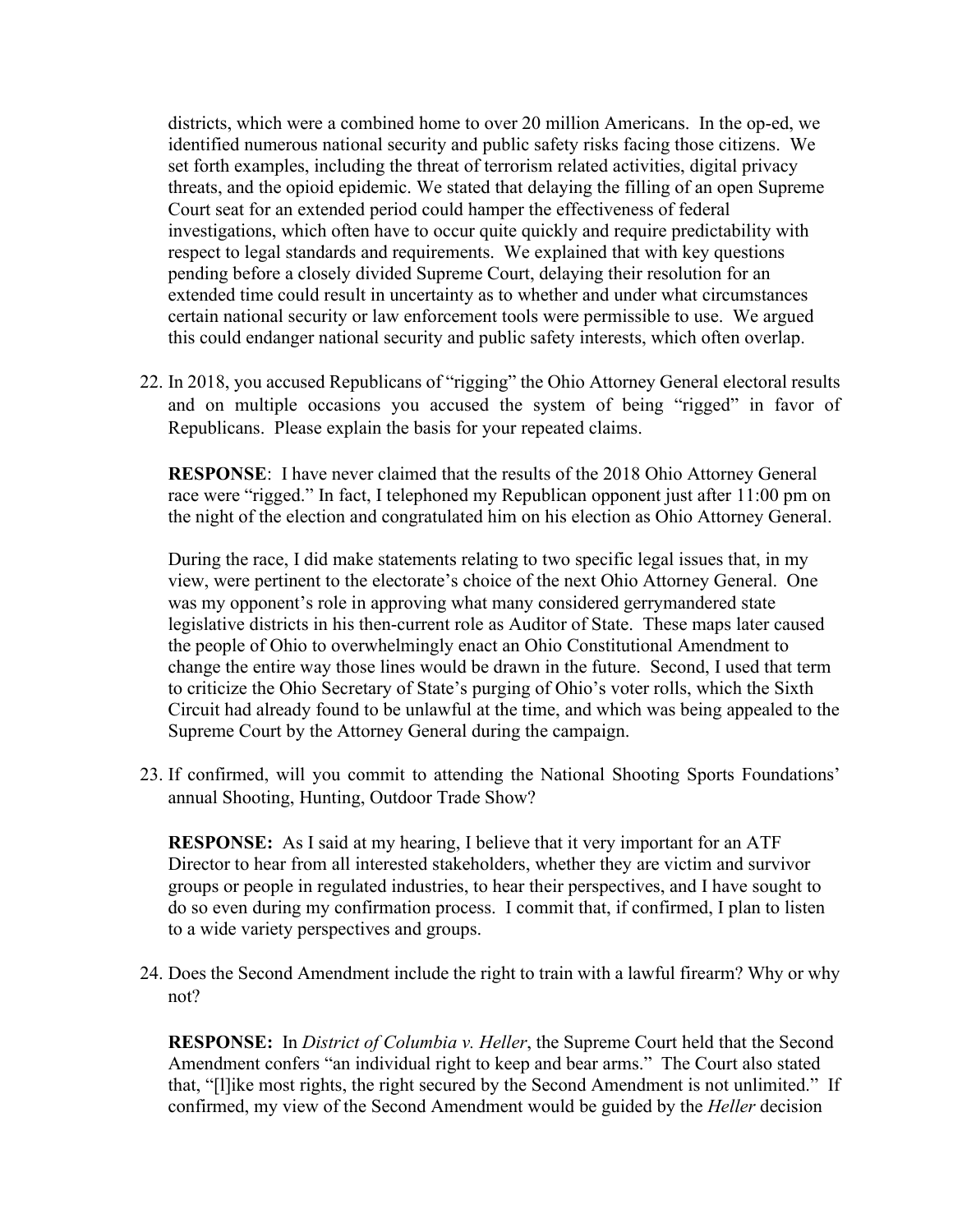districts, which were a combined home to over 20 million Americans. In the op-ed, we identified numerous national security and public safety risks facing those citizens. We set forth examples, including the threat of terrorism related activities, digital privacy threats, and the opioid epidemic. We stated that delaying the filling of an open Supreme Court seat for an extended period could hamper the effectiveness of federal investigations, which often have to occur quite quickly and require predictability with respect to legal standards and requirements. We explained that with key questions pending before a closely divided Supreme Court, delaying their resolution for an extended time could result in uncertainty as to whether and under what circumstances certain national security or law enforcement tools were permissible to use. We argued this could endanger national security and public safety interests, which often overlap.

22. In 2018, you accused Republicans of "rigging" the Ohio Attorney General electoral results and on multiple occasions you accused the system of being "rigged" in favor of Republicans. Please explain the basis for your repeated claims.

    **RESPONSE**: I have never claimed that the results of the 2018 Ohio Attorney General race were "rigged." In fact, I telephoned my Republican opponent just after 11:00 pm on the night of the election and congratulated him on his election as Ohio Attorney General.

    During the race, I did make statements relating to two specific legal issues that, in my view, were pertinent to the electorate's choice of the next Ohio Attorney General. One was my opponent's role in approving what many considered gerrymandered state legislative districts in his then-current role as Auditor of State. These maps later caused the people of Ohio to overwhelmingly enact an Ohio Constitutional Amendment to change the entire way those lines would be drawn in the future. Second, I used that term to criticize the Ohio Secretary of State's purging of Ohio's voter rolls, which the Sixth Circuit had already found to be unlawful at the time, and which was being appealed to the Supreme Court by the Attorney General during the campaign.

23. If confirmed, will you commit to attending the National Shooting Sports Foundations' annual Shooting, Hunting, Outdoor Trade Show?

    **RESPONSE:** As I said at my hearing, I believe that it very important for an ATF Director to hear from all interested stakeholders, whether they are victim and survivor groups or people in regulated industries, to hear their perspectives, and I have sought to do so even during my confirmation process. I commit that, if confirmed, I plan to listen to a wide variety perspectives and groups.

24. Does the Second Amendment include the right to train with a lawful firearm? Why or why not?

    **RESPONSE:** In *District of Columbia v. Heller*, the Supreme Court held that the Second Amendment confers "an individual right to keep and bear arms." The Court also stated that, "[l]ike most rights, the right secured by the Second Amendment is not unlimited." If confirmed, my view of the Second Amendment would be guided by the *Heller* decision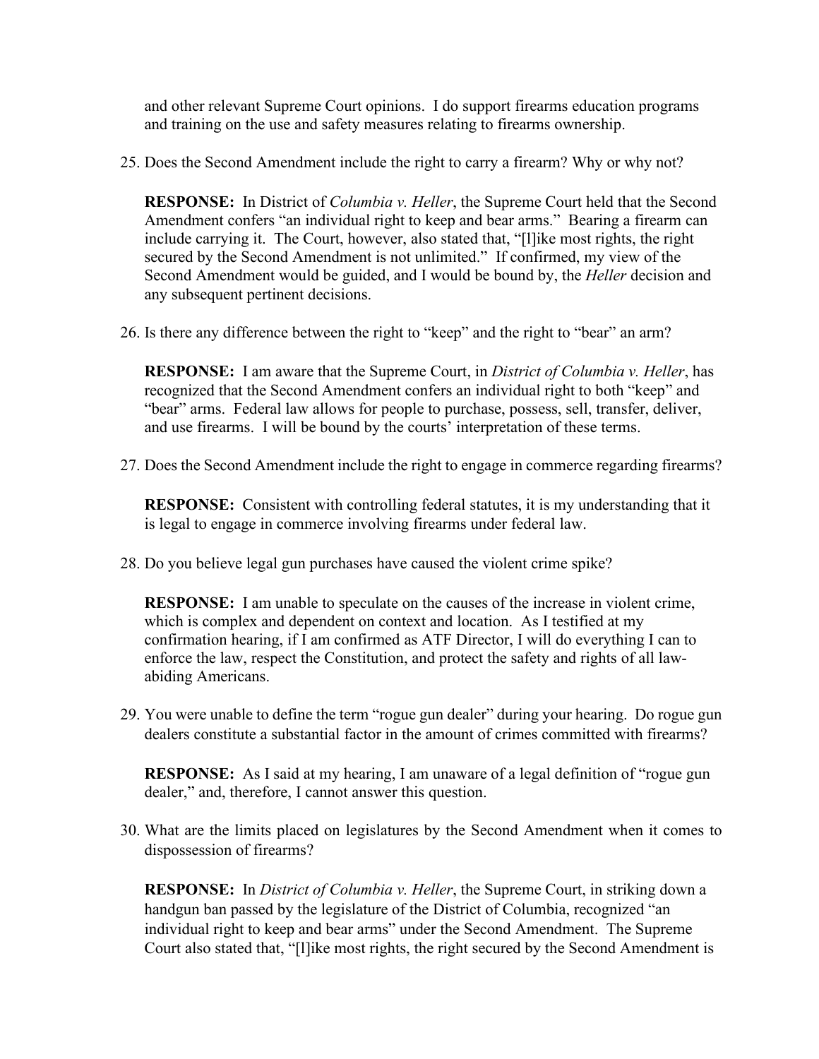and other relevant Supreme Court opinions. I do support firearms education programs and training on the use and safety measures relating to firearms ownership.

25. Does the Second Amendment include the right to carry a firearm? Why or why not?

    **RESPONSE:** In District of *Columbia v. Heller*, the Supreme Court held that the Second Amendment confers "an individual right to keep and bear arms." Bearing a firearm can include carrying it. The Court, however, also stated that, "[l]ike most rights, the right secured by the Second Amendment is not unlimited." If confirmed, my view of the Second Amendment would be guided, and I would be bound by, the *Heller* decision and any subsequent pertinent decisions.

26. Is there any difference between the right to "keep" and the right to "bear" an arm?

    **RESPONSE:** I am aware that the Supreme Court, in *District of Columbia v. Heller*, has recognized that the Second Amendment confers an individual right to both "keep" and "bear" arms. Federal law allows for people to purchase, possess, sell, transfer, deliver, and use firearms. I will be bound by the courts' interpretation of these terms.

27. Does the Second Amendment include the right to engage in commerce regarding firearms?

    **RESPONSE:** Consistent with controlling federal statutes, it is my understanding that it is legal to engage in commerce involving firearms under federal law.

28. Do you believe legal gun purchases have caused the violent crime spike?

    **RESPONSE:** I am unable to speculate on the causes of the increase in violent crime, which is complex and dependent on context and location. As I testified at my confirmation hearing, if I am confirmed as ATF Director, I will do everything I can to enforce the law, respect the Constitution, and protect the safety and rights of all law-abiding Americans.

29. You were unable to define the term "rogue gun dealer" during your hearing. Do rogue gun dealers constitute a substantial factor in the amount of crimes committed with firearms?

    **RESPONSE:** As I said at my hearing, I am unaware of a legal definition of "rogue gun dealer," and, therefore, I cannot answer this question.

30. What are the limits placed on legislatures by the Second Amendment when it comes to dispossession of firearms?

    **RESPONSE:** In *District of Columbia v. Heller*, the Supreme Court, in striking down a handgun ban passed by the legislature of the District of Columbia, recognized "an individual right to keep and bear arms" under the Second Amendment. The Supreme Court also stated that, "[l]ike most rights, the right secured by the Second Amendment is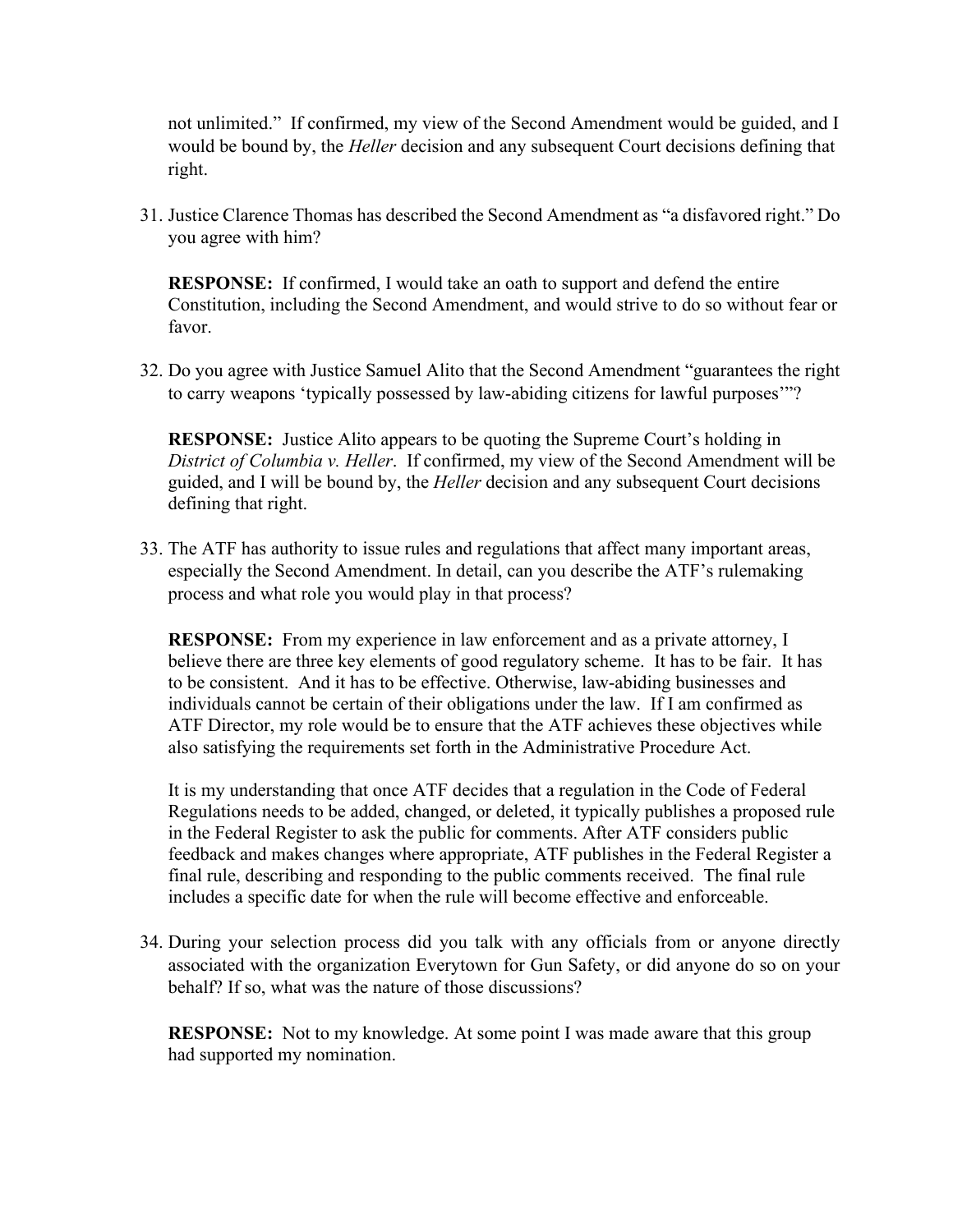not unlimited." If confirmed, my view of the Second Amendment would be guided, and I would be bound by, the *Heller* decision and any subsequent Court decisions defining that right.

31. Justice Clarence Thomas has described the Second Amendment as "a disfavored right." Do you agree with him?

    **RESPONSE:** If confirmed, I would take an oath to support and defend the entire Constitution, including the Second Amendment, and would strive to do so without fear or favor.

32. Do you agree with Justice Samuel Alito that the Second Amendment "guarantees the right to carry weapons 'typically possessed by law-abiding citizens for lawful purposes'"?

    **RESPONSE:** Justice Alito appears to be quoting the Supreme Court's holding in *District of Columbia v. Heller*. If confirmed, my view of the Second Amendment will be guided, and I will be bound by, the *Heller* decision and any subsequent Court decisions defining that right.

33. The ATF has authority to issue rules and regulations that affect many important areas, especially the Second Amendment. In detail, can you describe the ATF's rulemaking process and what role you would play in that process?

    **RESPONSE:** From my experience in law enforcement and as a private attorney, I believe there are three key elements of good regulatory scheme. It has to be fair. It has to be consistent. And it has to be effective. Otherwise, law-abiding businesses and individuals cannot be certain of their obligations under the law. If I am confirmed as ATF Director, my role would be to ensure that the ATF achieves these objectives while also satisfying the requirements set forth in the Administrative Procedure Act.

    It is my understanding that once ATF decides that a regulation in the Code of Federal Regulations needs to be added, changed, or deleted, it typically publishes a proposed rule in the Federal Register to ask the public for comments. After ATF considers public feedback and makes changes where appropriate, ATF publishes in the Federal Register a final rule, describing and responding to the public comments received. The final rule includes a specific date for when the rule will become effective and enforceable.

34. During your selection process did you talk with any officials from or anyone directly associated with the organization Everytown for Gun Safety, or did anyone do so on your behalf? If so, what was the nature of those discussions?

    **RESPONSE:** Not to my knowledge. At some point I was made aware that this group had supported my nomination.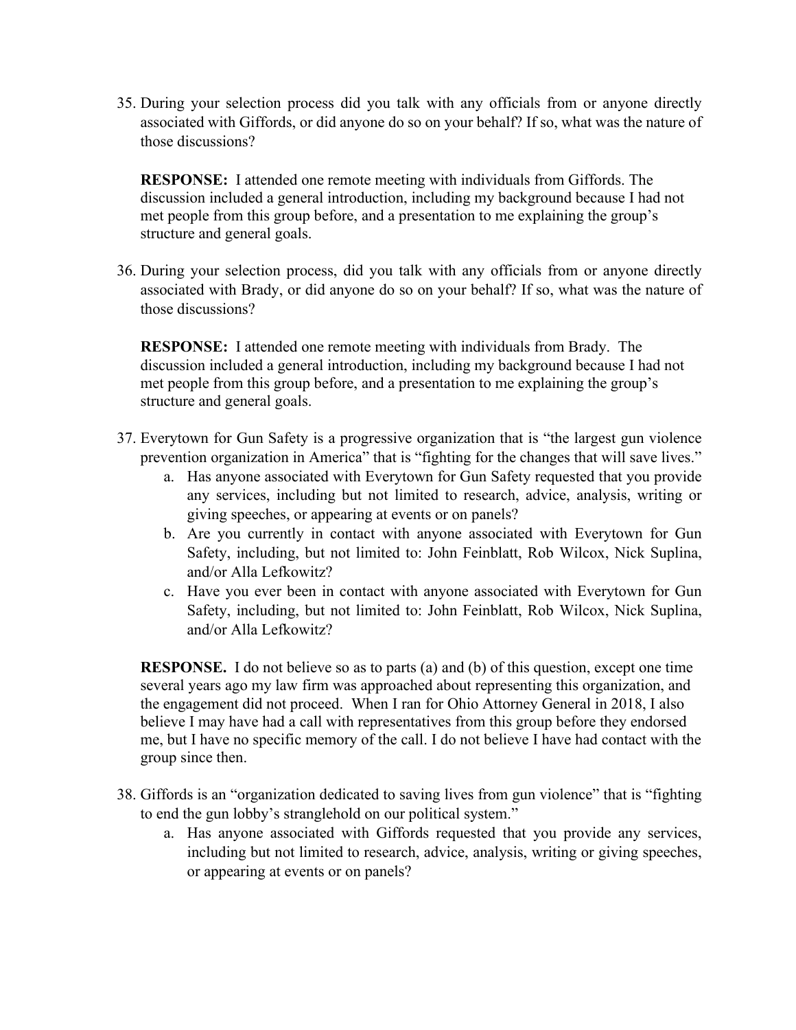35. During your selection process did you talk with any officials from or anyone directly associated with Giffords, or did anyone do so on your behalf? If so, what was the nature of those discussions?

    **RESPONSE:** I attended one remote meeting with individuals from Giffords. The discussion included a general introduction, including my background because I had not met people from this group before, and a presentation to me explaining the group's structure and general goals.

36. During your selection process, did you talk with any officials from or anyone directly associated with Brady, or did anyone do so on your behalf? If so, what was the nature of those discussions?

    **RESPONSE:** I attended one remote meeting with individuals from Brady. The discussion included a general introduction, including my background because I had not met people from this group before, and a presentation to me explaining the group's structure and general goals.

37. Everytown for Gun Safety is a progressive organization that is "the largest gun violence prevention organization in America" that is "fighting for the changes that will save lives."
    a. Has anyone associated with Everytown for Gun Safety requested that you provide any services, including but not limited to research, advice, analysis, writing or giving speeches, or appearing at events or on panels?
    b. Are you currently in contact with anyone associated with Everytown for Gun Safety, including, but not limited to: John Feinblatt, Rob Wilcox, Nick Suplina, and/or Alla Lefkowitz?
    c. Have you ever been in contact with anyone associated with Everytown for Gun Safety, including, but not limited to: John Feinblatt, Rob Wilcox, Nick Suplina, and/or Alla Lefkowitz?

    **RESPONSE.** I do not believe so as to parts (a) and (b) of this question, except one time several years ago my law firm was approached about representing this organization, and the engagement did not proceed. When I ran for Ohio Attorney General in 2018, I also believe I may have had a call with representatives from this group before they endorsed me, but I have no specific memory of the call. I do not believe I have had contact with the group since then.

38. Giffords is an "organization dedicated to saving lives from gun violence" that is "fighting to end the gun lobby's stranglehold on our political system."
    a. Has anyone associated with Giffords requested that you provide any services, including but not limited to research, advice, analysis, writing or giving speeches, or appearing at events or on panels?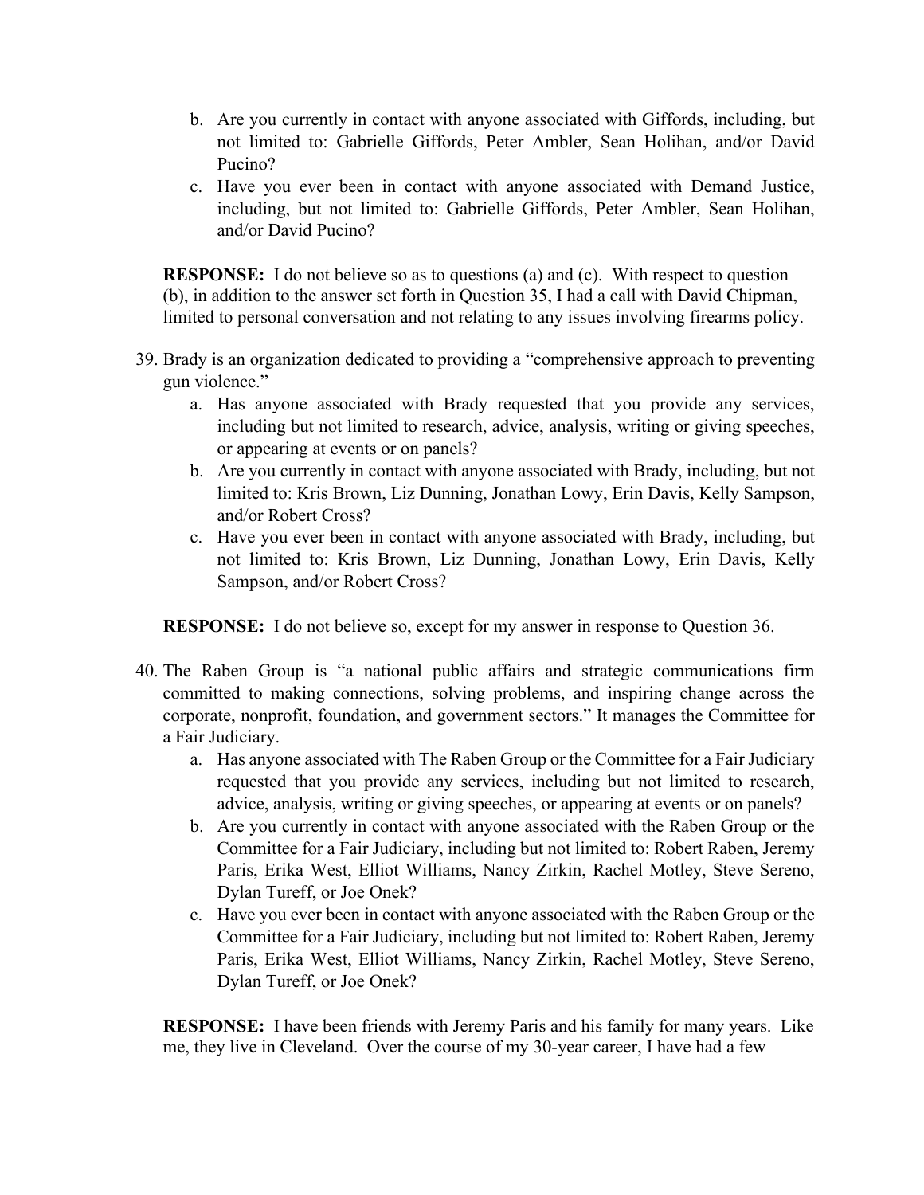b. Are you currently in contact with anyone associated with Giffords, including, but not limited to: Gabrielle Giffords, Peter Ambler, Sean Holihan, and/or David Pucino?
c. Have you ever been in contact with anyone associated with Demand Justice, including, but not limited to: Gabrielle Giffords, Peter Ambler, Sean Holihan, and/or David Pucino?

**RESPONSE:** I do not believe so as to questions (a) and (c). With respect to question (b), in addition to the answer set forth in Question 35, I had a call with David Chipman, limited to personal conversation and not relating to any issues involving firearms policy.

39. Brady is an organization dedicated to providing a "comprehensive approach to preventing gun violence."
    a. Has anyone associated with Brady requested that you provide any services, including but not limited to research, advice, analysis, writing or giving speeches, or appearing at events or on panels?
    b. Are you currently in contact with anyone associated with Brady, including, but not limited to: Kris Brown, Liz Dunning, Jonathan Lowy, Erin Davis, Kelly Sampson, and/or Robert Cross?
    c. Have you ever been in contact with anyone associated with Brady, including, but not limited to: Kris Brown, Liz Dunning, Jonathan Lowy, Erin Davis, Kelly Sampson, and/or Robert Cross?

**RESPONSE:** I do not believe so, except for my answer in response to Question 36.

40. The Raben Group is "a national public affairs and strategic communications firm committed to making connections, solving problems, and inspiring change across the corporate, nonprofit, foundation, and government sectors." It manages the Committee for a Fair Judiciary.
    a. Has anyone associated with The Raben Group or the Committee for a Fair Judiciary requested that you provide any services, including but not limited to research, advice, analysis, writing or giving speeches, or appearing at events or on panels?
    b. Are you currently in contact with anyone associated with the Raben Group or the Committee for a Fair Judiciary, including but not limited to: Robert Raben, Jeremy Paris, Erika West, Elliot Williams, Nancy Zirkin, Rachel Motley, Steve Sereno, Dylan Tureff, or Joe Onek?
    c. Have you ever been in contact with anyone associated with the Raben Group or the Committee for a Fair Judiciary, including but not limited to: Robert Raben, Jeremy Paris, Erika West, Elliot Williams, Nancy Zirkin, Rachel Motley, Steve Sereno, Dylan Tureff, or Joe Onek?

**RESPONSE:** I have been friends with Jeremy Paris and his family for many years. Like me, they live in Cleveland. Over the course of my 30-year career, I have had a few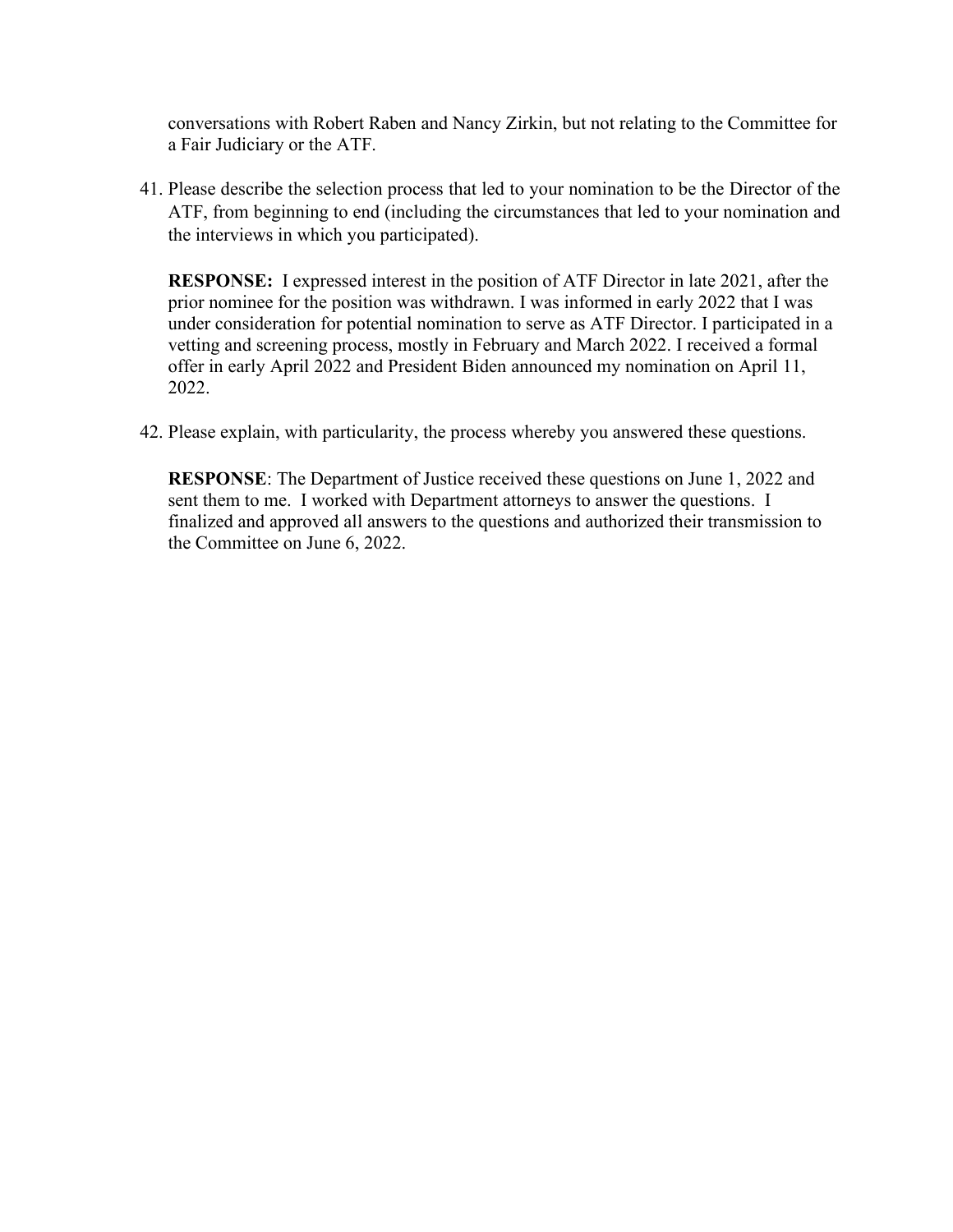conversations with Robert Raben and Nancy Zirkin, but not relating to the Committee for a Fair Judiciary or the ATF.

41. Please describe the selection process that led to your nomination to be the Director of the ATF, from beginning to end (including the circumstances that led to your nomination and the interviews in which you participated).

    **RESPONSE:** I expressed interest in the position of ATF Director in late 2021, after the prior nominee for the position was withdrawn. I was informed in early 2022 that I was under consideration for potential nomination to serve as ATF Director. I participated in a vetting and screening process, mostly in February and March 2022. I received a formal offer in early April 2022 and President Biden announced my nomination on April 11, 2022.

42. Please explain, with particularity, the process whereby you answered these questions.

    **RESPONSE**: The Department of Justice received these questions on June 1, 2022 and sent them to me. I worked with Department attorneys to answer the questions. I finalized and approved all answers to the questions and authorized their transmission to the Committee on June 6, 2022.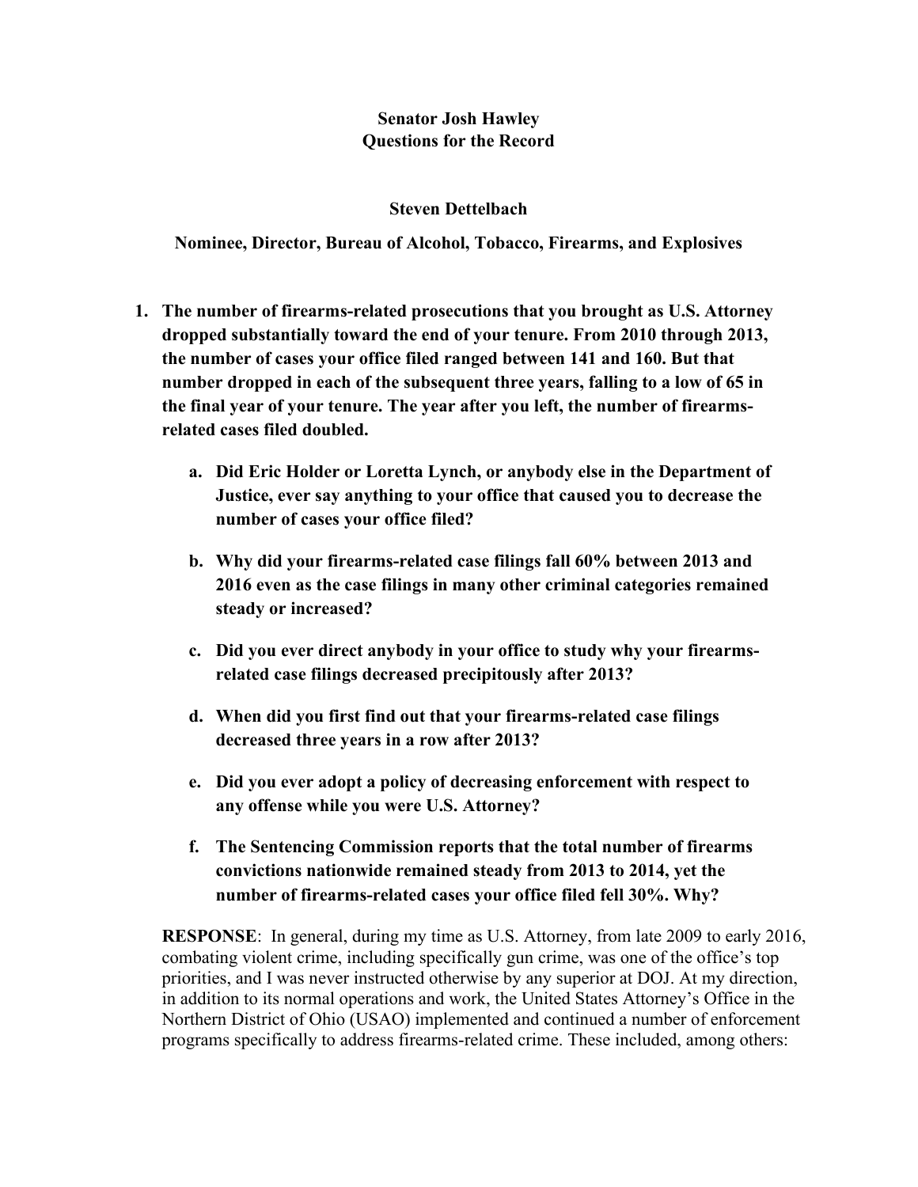**Senator Josh Hawley**
**Questions for the Record**

**Steven Dettelbach**

**Nominee, Director, Bureau of Alcohol, Tobacco, Firearms, and Explosives**

1. **The number of firearms-related prosecutions that you brought as U.S. Attorney dropped substantially toward the end of your tenure. From 2010 through 2013, the number of cases your office filed ranged between 141 and 160. But that number dropped in each of the subsequent three years, falling to a low of 65 in the final year of your tenure. The year after you left, the number of firearms-related cases filed doubled.**

    a. **Did Eric Holder or Loretta Lynch, or anybody else in the Department of Justice, ever say anything to your office that caused you to decrease the number of cases your office filed?**

    b. **Why did your firearms-related case filings fall 60% between 2013 and 2016 even as the case filings in many other criminal categories remained steady or increased?**

    c. **Did you ever direct anybody in your office to study why your firearms-related case filings decreased precipitously after 2013?**

    d. **When did you first find out that your firearms-related case filings decreased three years in a row after 2013?**

    e. **Did you ever adopt a policy of decreasing enforcement with respect to any offense while you were U.S. Attorney?**

    f. **The Sentencing Commission reports that the total number of firearms convictions nationwide remained steady from 2013 to 2014, yet the number of firearms-related cases your office filed fell 30%. Why?**

**RESPONSE**: In general, during my time as U.S. Attorney, from late 2009 to early 2016, combating violent crime, including specifically gun crime, was one of the office's top priorities, and I was never instructed otherwise by any superior at DOJ. At my direction, in addition to its normal operations and work, the United States Attorney's Office in the Northern District of Ohio (USAO) implemented and continued a number of enforcement programs specifically to address firearms-related crime. These included, among others: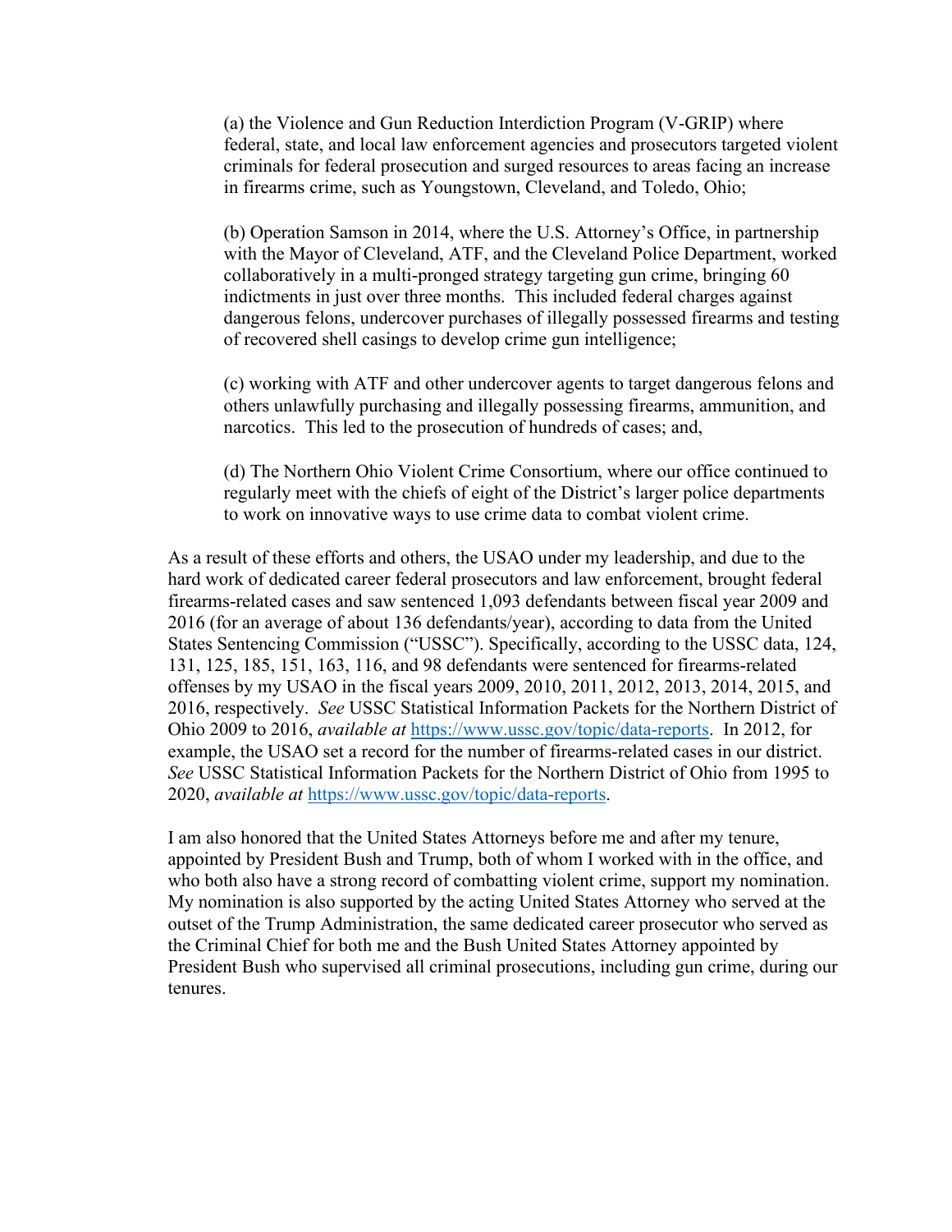(a) the Violence and Gun Reduction Interdiction Program (V-GRIP) where federal, state, and local law enforcement agencies and prosecutors targeted violent criminals for federal prosecution and surged resources to areas facing an increase in firearms crime, such as Youngstown, Cleveland, and Toledo, Ohio;

(b) Operation Samson in 2014, where the U.S. Attorney's Office, in partnership with the Mayor of Cleveland, ATF, and the Cleveland Police Department, worked collaboratively in a multi-pronged strategy targeting gun crime, bringing 60 indictments in just over three months. This included federal charges against dangerous felons, undercover purchases of illegally possessed firearms and testing of recovered shell casings to develop crime gun intelligence;

(c) working with ATF and other undercover agents to target dangerous felons and others unlawfully purchasing and illegally possessing firearms, ammunition, and narcotics. This led to the prosecution of hundreds of cases; and,

(d) The Northern Ohio Violent Crime Consortium, where our office continued to regularly meet with the chiefs of eight of the District's larger police departments to work on innovative ways to use crime data to combat violent crime.

As a result of these efforts and others, the USAO under my leadership, and due to the hard work of dedicated career federal prosecutors and law enforcement, brought federal firearms-related cases and saw sentenced 1,093 defendants between fiscal year 2009 and 2016 (for an average of about 136 defendants/year), according to data from the United States Sentencing Commission ("USSC"). Specifically, according to the USSC data, 124, 131, 125, 185, 151, 163, 116, and 98 defendants were sentenced for firearms-related offenses by my USAO in the fiscal years 2009, 2010, 2011, 2012, 2013, 2014, 2015, and 2016, respectively. *See* USSC Statistical Information Packets for the Northern District of Ohio 2009 to 2016, *available at* https://www.ussc.gov/topic/data-reports. In 2012, for example, the USAO set a record for the number of firearms-related cases in our district. *See* USSC Statistical Information Packets for the Northern District of Ohio from 1995 to 2020, *available at* https://www.ussc.gov/topic/data-reports.

I am also honored that the United States Attorneys before me and after my tenure, appointed by President Bush and Trump, both of whom I worked with in the office, and who both also have a strong record of combatting violent crime, support my nomination. My nomination is also supported by the acting United States Attorney who served at the outset of the Trump Administration, the same dedicated career prosecutor who served as the Criminal Chief for both me and the Bush United States Attorney appointed by President Bush who supervised all criminal prosecutions, including gun crime, during our tenures.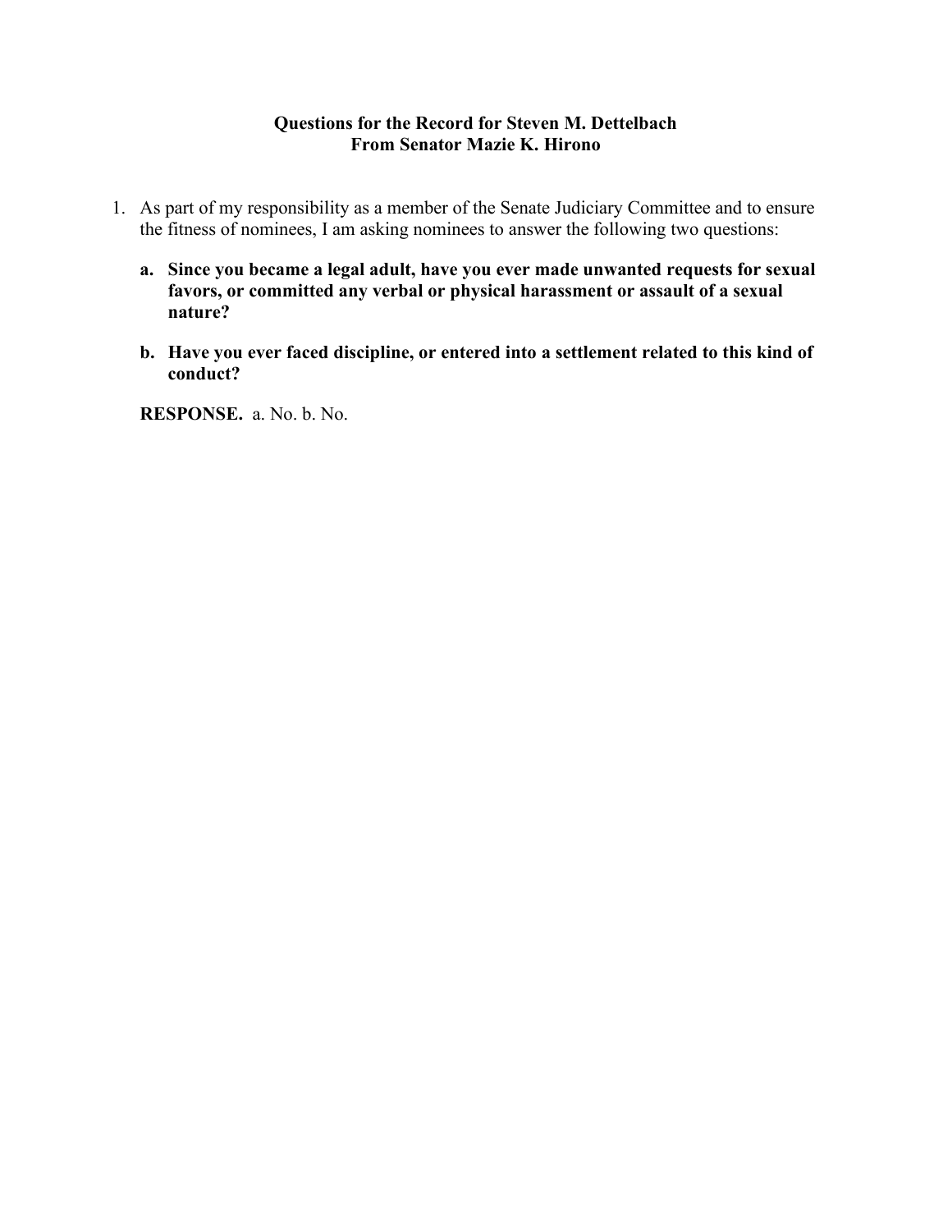**Questions for the Record for Steven M. Dettelbach**
**From Senator Mazie K. Hirono**

1. As part of my responsibility as a member of the Senate Judiciary Committee and to ensure the fitness of nominees, I am asking nominees to answer the following two questions:

   a. **Since you became a legal adult, have you ever made unwanted requests for sexual favors, or committed any verbal or physical harassment or assault of a sexual nature?**

   b. **Have you ever faced discipline, or entered into a settlement related to this kind of conduct?**

   **RESPONSE.** a. No. b. No.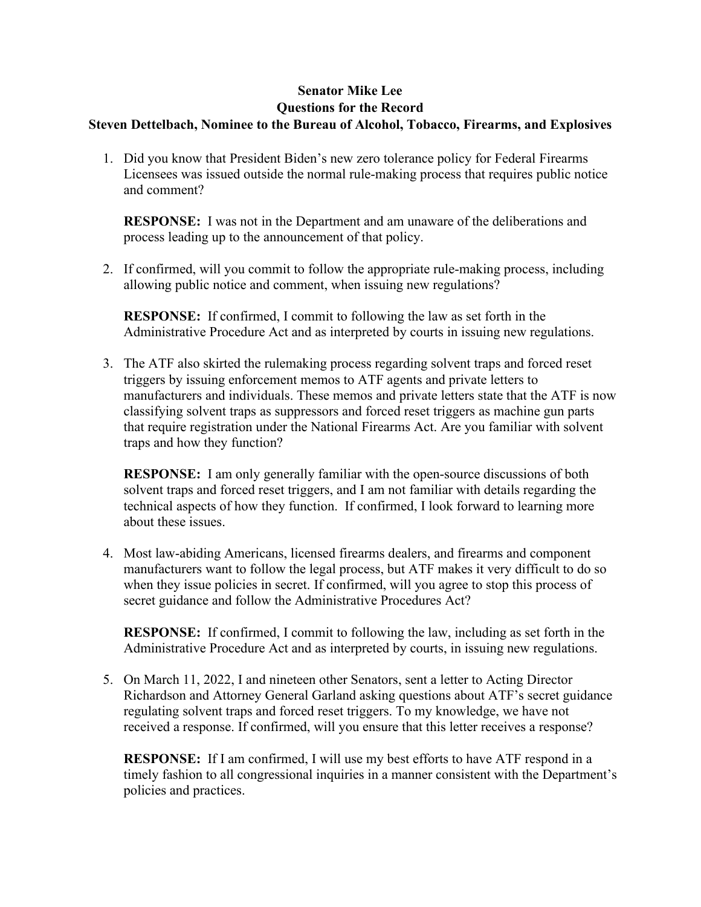**Senator Mike Lee**
**Questions for the Record**
**Steven Dettelbach, Nominee to the Bureau of Alcohol, Tobacco, Firearms, and Explosives**

1. Did you know that President Biden's new zero tolerance policy for Federal Firearms Licensees was issued outside the normal rule-making process that requires public notice and comment?

   **RESPONSE:** I was not in the Department and am unaware of the deliberations and process leading up to the announcement of that policy.

2. If confirmed, will you commit to follow the appropriate rule-making process, including allowing public notice and comment, when issuing new regulations?

   **RESPONSE:** If confirmed, I commit to following the law as set forth in the Administrative Procedure Act and as interpreted by courts in issuing new regulations.

3. The ATF also skirted the rulemaking process regarding solvent traps and forced reset triggers by issuing enforcement memos to ATF agents and private letters to manufacturers and individuals. These memos and private letters state that the ATF is now classifying solvent traps as suppressors and forced reset triggers as machine gun parts that require registration under the National Firearms Act. Are you familiar with solvent traps and how they function?

   **RESPONSE:** I am only generally familiar with the open-source discussions of both solvent traps and forced reset triggers, and I am not familiar with details regarding the technical aspects of how they function. If confirmed, I look forward to learning more about these issues.

4. Most law-abiding Americans, licensed firearms dealers, and firearms and component manufacturers want to follow the legal process, but ATF makes it very difficult to do so when they issue policies in secret. If confirmed, will you agree to stop this process of secret guidance and follow the Administrative Procedures Act?

   **RESPONSE:** If confirmed, I commit to following the law, including as set forth in the Administrative Procedure Act and as interpreted by courts, in issuing new regulations.

5. On March 11, 2022, I and nineteen other Senators, sent a letter to Acting Director Richardson and Attorney General Garland asking questions about ATF's secret guidance regulating solvent traps and forced reset triggers. To my knowledge, we have not received a response. If confirmed, will you ensure that this letter receives a response?

   **RESPONSE:** If I am confirmed, I will use my best efforts to have ATF respond in a timely fashion to all congressional inquiries in a manner consistent with the Department's policies and practices.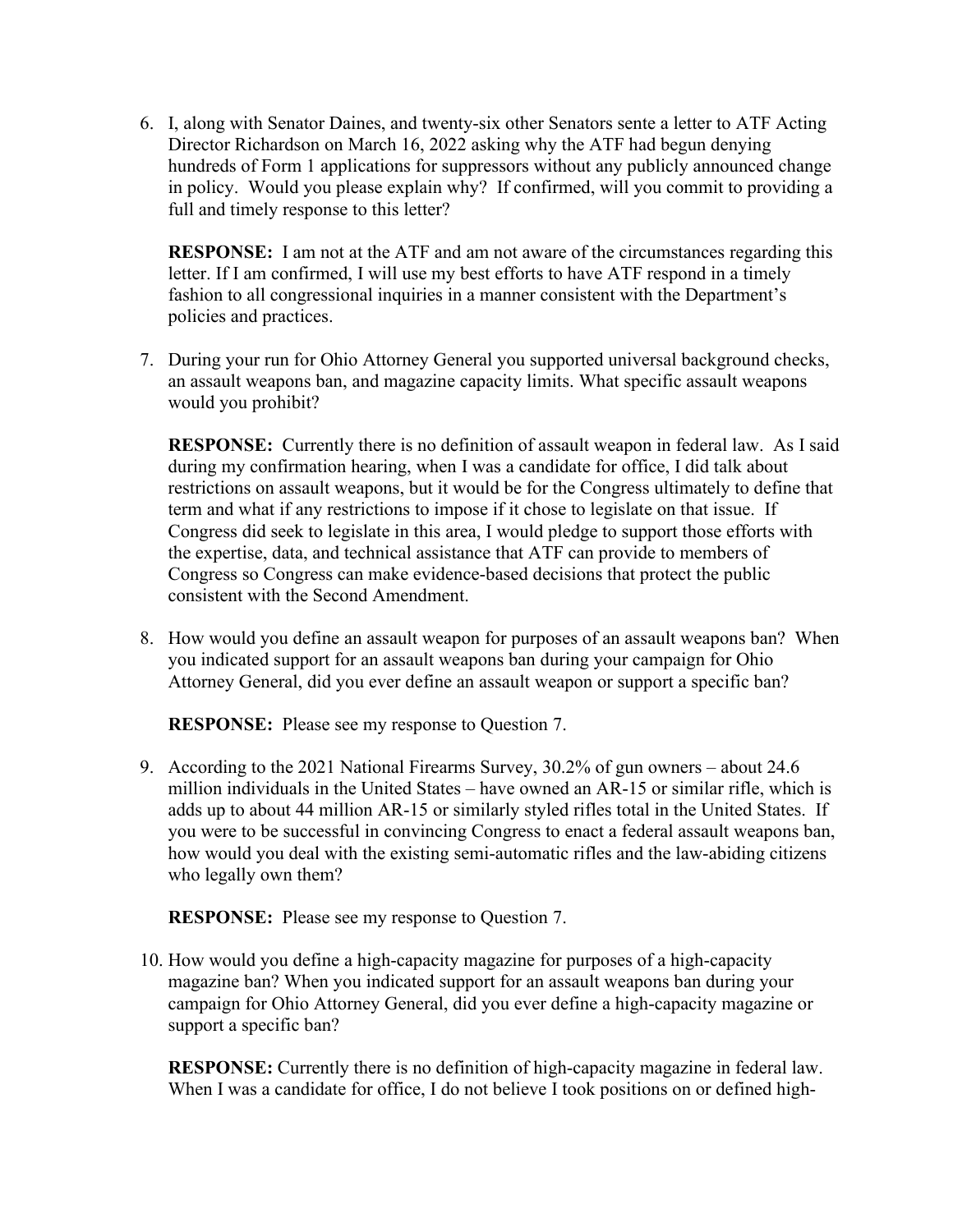6. I, along with Senator Daines, and twenty-six other Senators sente a letter to ATF Acting Director Richardson on March 16, 2022 asking why the ATF had begun denying hundreds of Form 1 applications for suppressors without any publicly announced change in policy. Would you please explain why? If confirmed, will you commit to providing a full and timely response to this letter?

   **RESPONSE:** I am not at the ATF and am not aware of the circumstances regarding this letter. If I am confirmed, I will use my best efforts to have ATF respond in a timely fashion to all congressional inquiries in a manner consistent with the Department's policies and practices.

7. During your run for Ohio Attorney General you supported universal background checks, an assault weapons ban, and magazine capacity limits. What specific assault weapons would you prohibit?

   **RESPONSE:** Currently there is no definition of assault weapon in federal law. As I said during my confirmation hearing, when I was a candidate for office, I did talk about restrictions on assault weapons, but it would be for the Congress ultimately to define that term and what if any restrictions to impose if it chose to legislate on that issue. If Congress did seek to legislate in this area, I would pledge to support those efforts with the expertise, data, and technical assistance that ATF can provide to members of Congress so Congress can make evidence-based decisions that protect the public consistent with the Second Amendment.

8. How would you define an assault weapon for purposes of an assault weapons ban? When you indicated support for an assault weapons ban during your campaign for Ohio Attorney General, did you ever define an assault weapon or support a specific ban?

   **RESPONSE:** Please see my response to Question 7.

9. According to the 2021 National Firearms Survey, 30.2% of gun owners – about 24.6 million individuals in the United States – have owned an AR-15 or similar rifle, which is adds up to about 44 million AR-15 or similarly styled rifles total in the United States. If you were to be successful in convincing Congress to enact a federal assault weapons ban, how would you deal with the existing semi-automatic rifles and the law-abiding citizens who legally own them?

   **RESPONSE:** Please see my response to Question 7.

10. How would you define a high-capacity magazine for purposes of a high-capacity magazine ban? When you indicated support for an assault weapons ban during your campaign for Ohio Attorney General, did you ever define a high-capacity magazine or support a specific ban?

    **RESPONSE:** Currently there is no definition of high-capacity magazine in federal law. When I was a candidate for office, I do not believe I took positions on or defined high-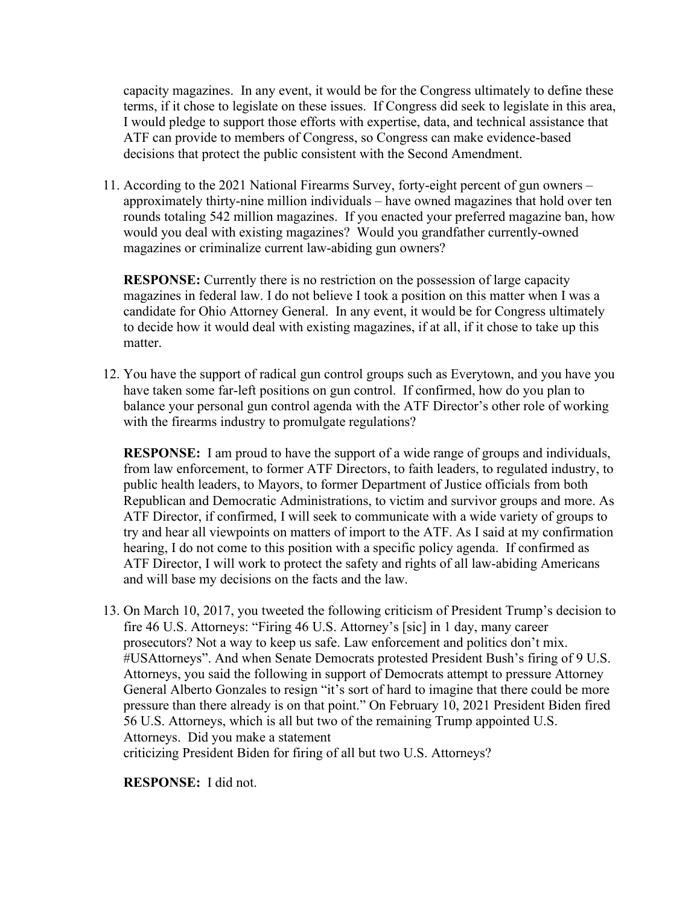capacity magazines. In any event, it would be for the Congress ultimately to define these terms, if it chose to legislate on these issues. If Congress did seek to legislate in this area, I would pledge to support those efforts with expertise, data, and technical assistance that ATF can provide to members of Congress, so Congress can make evidence-based decisions that protect the public consistent with the Second Amendment.

11. According to the 2021 National Firearms Survey, forty-eight percent of gun owners – approximately thirty-nine million individuals – have owned magazines that hold over ten rounds totaling 542 million magazines. If you enacted your preferred magazine ban, how would you deal with existing magazines? Would you grandfather currently-owned magazines or criminalize current law-abiding gun owners?

    **RESPONSE:** Currently there is no restriction on the possession of large capacity magazines in federal law. I do not believe I took a position on this matter when I was a candidate for Ohio Attorney General. In any event, it would be for Congress ultimately to decide how it would deal with existing magazines, if at all, if it chose to take up this matter.

12. You have the support of radical gun control groups such as Everytown, and you have you have taken some far-left positions on gun control. If confirmed, how do you plan to balance your personal gun control agenda with the ATF Director's other role of working with the firearms industry to promulgate regulations?

    **RESPONSE:** I am proud to have the support of a wide range of groups and individuals, from law enforcement, to former ATF Directors, to faith leaders, to regulated industry, to public health leaders, to Mayors, to former Department of Justice officials from both Republican and Democratic Administrations, to victim and survivor groups and more. As ATF Director, if confirmed, I will seek to communicate with a wide variety of groups to try and hear all viewpoints on matters of import to the ATF. As I said at my confirmation hearing, I do not come to this position with a specific policy agenda. If confirmed as ATF Director, I will work to protect the safety and rights of all law-abiding Americans and will base my decisions on the facts and the law.

13. On March 10, 2017, you tweeted the following criticism of President Trump's decision to fire 46 U.S. Attorneys: "Firing 46 U.S. Attorney's [sic] in 1 day, many career prosecutors? Not a way to keep us safe. Law enforcement and politics don't mix. #USAttorneys". And when Senate Democrats protested President Bush's firing of 9 U.S. Attorneys, you said the following in support of Democrats attempt to pressure Attorney General Alberto Gonzales to resign "it's sort of hard to imagine that there could be more pressure than there already is on that point." On February 10, 2021 President Biden fired 56 U.S. Attorneys, which is all but two of the remaining Trump appointed U.S. Attorneys. Did you make a statement criticizing President Biden for firing of all but two U.S. Attorneys?

    **RESPONSE:** I did not.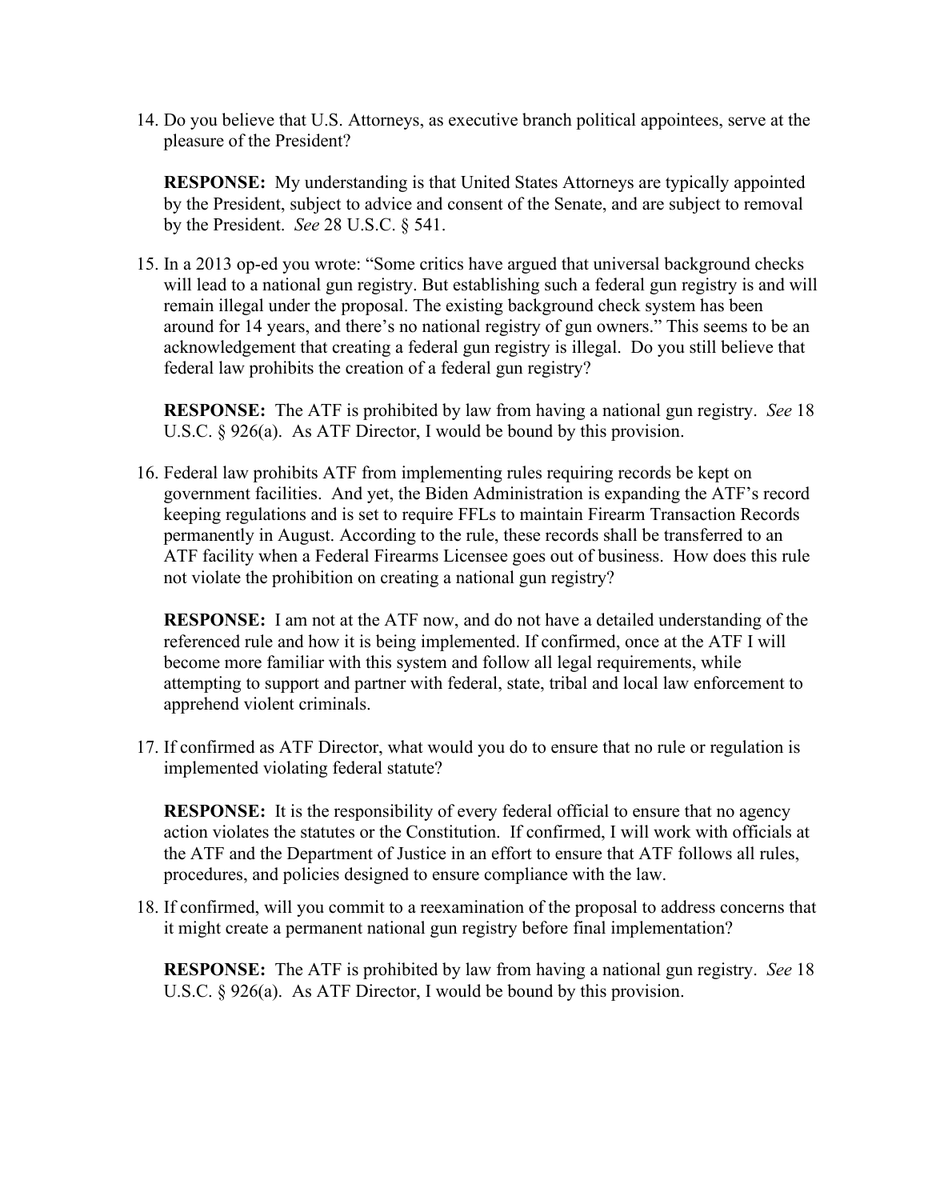14. Do you believe that U.S. Attorneys, as executive branch political appointees, serve at the pleasure of the President?

    **RESPONSE:** My understanding is that United States Attorneys are typically appointed by the President, subject to advice and consent of the Senate, and are subject to removal by the President. *See* 28 U.S.C. § 541.

15. In a 2013 op-ed you wrote: "Some critics have argued that universal background checks will lead to a national gun registry. But establishing such a federal gun registry is and will remain illegal under the proposal. The existing background check system has been around for 14 years, and there's no national registry of gun owners." This seems to be an acknowledgement that creating a federal gun registry is illegal. Do you still believe that federal law prohibits the creation of a federal gun registry?

    **RESPONSE:** The ATF is prohibited by law from having a national gun registry. *See* 18 U.S.C. § 926(a). As ATF Director, I would be bound by this provision.

16. Federal law prohibits ATF from implementing rules requiring records be kept on government facilities. And yet, the Biden Administration is expanding the ATF's record keeping regulations and is set to require FFLs to maintain Firearm Transaction Records permanently in August. According to the rule, these records shall be transferred to an ATF facility when a Federal Firearms Licensee goes out of business. How does this rule not violate the prohibition on creating a national gun registry?

    **RESPONSE:** I am not at the ATF now, and do not have a detailed understanding of the referenced rule and how it is being implemented. If confirmed, once at the ATF I will become more familiar with this system and follow all legal requirements, while attempting to support and partner with federal, state, tribal and local law enforcement to apprehend violent criminals.

17. If confirmed as ATF Director, what would you do to ensure that no rule or regulation is implemented violating federal statute?

    **RESPONSE:** It is the responsibility of every federal official to ensure that no agency action violates the statutes or the Constitution. If confirmed, I will work with officials at the ATF and the Department of Justice in an effort to ensure that ATF follows all rules, procedures, and policies designed to ensure compliance with the law.

18. If confirmed, will you commit to a reexamination of the proposal to address concerns that it might create a permanent national gun registry before final implementation?

    **RESPONSE:** The ATF is prohibited by law from having a national gun registry. *See* 18 U.S.C. § 926(a). As ATF Director, I would be bound by this provision.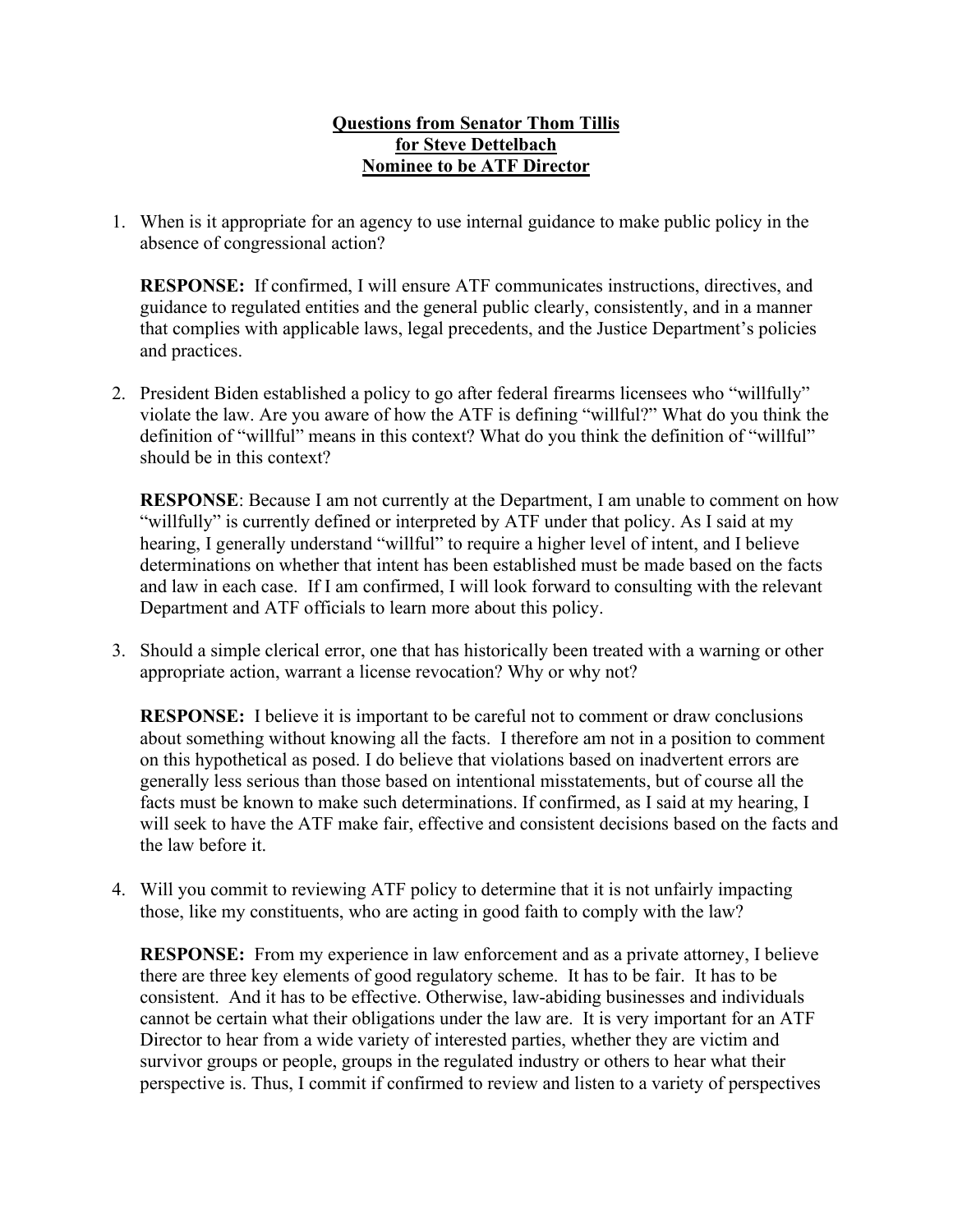**Questions from Senator Thom Tillis**
**for Steve Dettelbach**
**Nominee to be ATF Director**

1. When is it appropriate for an agency to use internal guidance to make public policy in the absence of congressional action?

   **RESPONSE:** If confirmed, I will ensure ATF communicates instructions, directives, and guidance to regulated entities and the general public clearly, consistently, and in a manner that complies with applicable laws, legal precedents, and the Justice Department's policies and practices.

2. President Biden established a policy to go after federal firearms licensees who "willfully" violate the law. Are you aware of how the ATF is defining "willful?" What do you think the definition of "willful" means in this context? What do you think the definition of "willful" should be in this context?

   **RESPONSE**: Because I am not currently at the Department, I am unable to comment on how "willfully" is currently defined or interpreted by ATF under that policy. As I said at my hearing, I generally understand "willful" to require a higher level of intent, and I believe determinations on whether that intent has been established must be made based on the facts and law in each case. If I am confirmed, I will look forward to consulting with the relevant Department and ATF officials to learn more about this policy.

3. Should a simple clerical error, one that has historically been treated with a warning or other appropriate action, warrant a license revocation? Why or why not?

   **RESPONSE:** I believe it is important to be careful not to comment or draw conclusions about something without knowing all the facts. I therefore am not in a position to comment on this hypothetical as posed. I do believe that violations based on inadvertent errors are generally less serious than those based on intentional misstatements, but of course all the facts must be known to make such determinations. If confirmed, as I said at my hearing, I will seek to have the ATF make fair, effective and consistent decisions based on the facts and the law before it.

4. Will you commit to reviewing ATF policy to determine that it is not unfairly impacting those, like my constituents, who are acting in good faith to comply with the law?

   **RESPONSE:** From my experience in law enforcement and as a private attorney, I believe there are three key elements of good regulatory scheme. It has to be fair. It has to be consistent. And it has to be effective. Otherwise, law-abiding businesses and individuals cannot be certain what their obligations under the law are. It is very important for an ATF Director to hear from a wide variety of interested parties, whether they are victim and survivor groups or people, groups in the regulated industry or others to hear what their perspective is. Thus, I commit if confirmed to review and listen to a variety of perspectives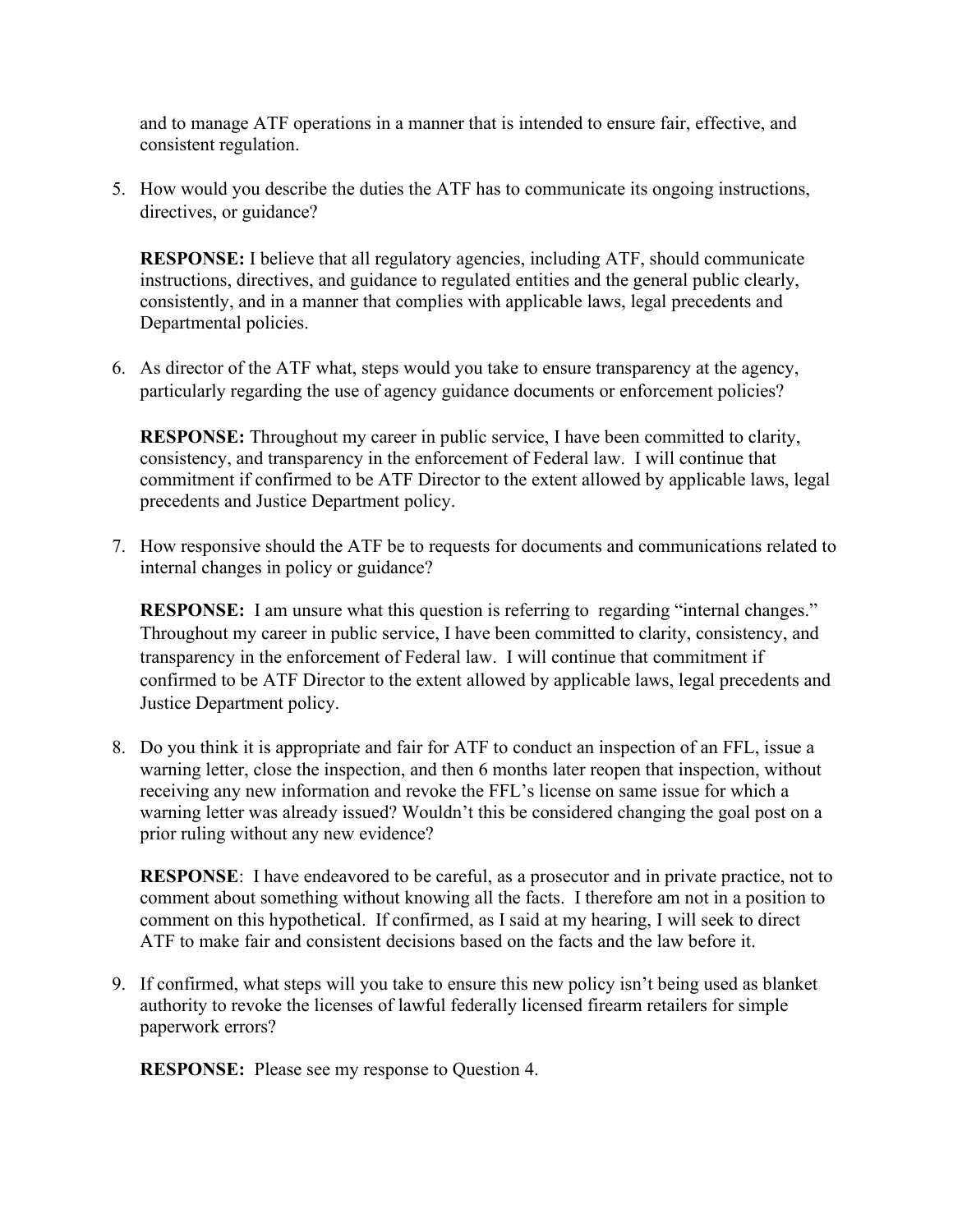and to manage ATF operations in a manner that is intended to ensure fair, effective, and consistent regulation.

5. How would you describe the duties the ATF has to communicate its ongoing instructions, directives, or guidance?

   **RESPONSE:** I believe that all regulatory agencies, including ATF, should communicate instructions, directives, and guidance to regulated entities and the general public clearly, consistently, and in a manner that complies with applicable laws, legal precedents and Departmental policies.

6. As director of the ATF what, steps would you take to ensure transparency at the agency, particularly regarding the use of agency guidance documents or enforcement policies?

   **RESPONSE:** Throughout my career in public service, I have been committed to clarity, consistency, and transparency in the enforcement of Federal law. I will continue that commitment if confirmed to be ATF Director to the extent allowed by applicable laws, legal precedents and Justice Department policy.

7. How responsive should the ATF be to requests for documents and communications related to internal changes in policy or guidance?

   **RESPONSE:** I am unsure what this question is referring to regarding "internal changes." Throughout my career in public service, I have been committed to clarity, consistency, and transparency in the enforcement of Federal law. I will continue that commitment if confirmed to be ATF Director to the extent allowed by applicable laws, legal precedents and Justice Department policy.

8. Do you think it is appropriate and fair for ATF to conduct an inspection of an FFL, issue a warning letter, close the inspection, and then 6 months later reopen that inspection, without receiving any new information and revoke the FFL's license on same issue for which a warning letter was already issued? Wouldn't this be considered changing the goal post on a prior ruling without any new evidence?

   **RESPONSE**: I have endeavored to be careful, as a prosecutor and in private practice, not to comment about something without knowing all the facts. I therefore am not in a position to comment on this hypothetical. If confirmed, as I said at my hearing, I will seek to direct ATF to make fair and consistent decisions based on the facts and the law before it.

9. If confirmed, what steps will you take to ensure this new policy isn't being used as blanket authority to revoke the licenses of lawful federally licensed firearm retailers for simple paperwork errors?

   **RESPONSE:** Please see my response to Question 4.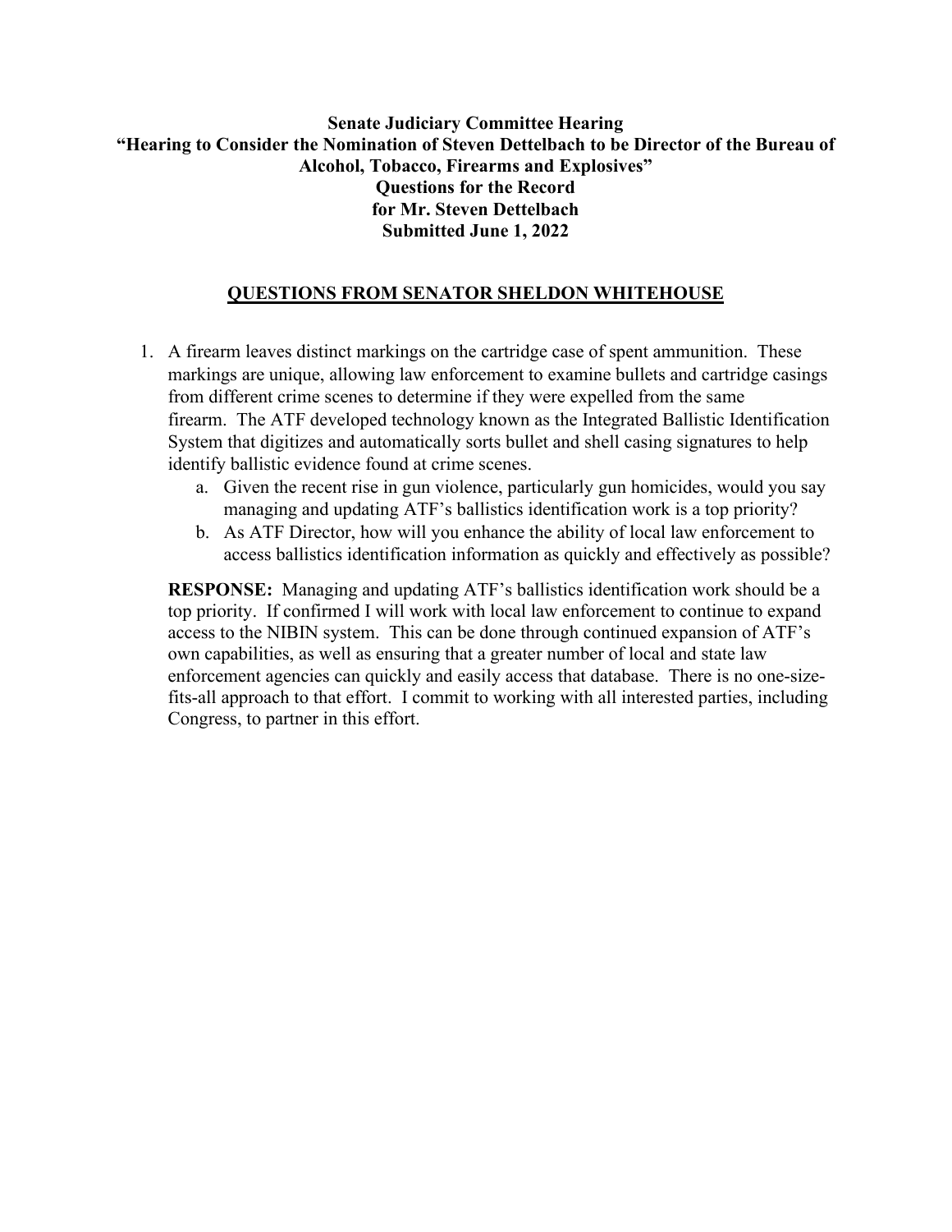**Senate Judiciary Committee Hearing**
**"Hearing to Consider the Nomination of Steven Dettelbach to be Director of the Bureau of Alcohol, Tobacco, Firearms and Explosives"**
**Questions for the Record**
**for Mr. Steven Dettelbach**
**Submitted June 1, 2022**

## QUESTIONS FROM SENATOR SHELDON WHITEHOUSE

1. A firearm leaves distinct markings on the cartridge case of spent ammunition. These markings are unique, allowing law enforcement to examine bullets and cartridge casings from different crime scenes to determine if they were expelled from the same firearm. The ATF developed technology known as the Integrated Ballistic Identification System that digitizes and automatically sorts bullet and shell casing signatures to help identify ballistic evidence found at crime scenes.
   a. Given the recent rise in gun violence, particularly gun homicides, would you say managing and updating ATF's ballistics identification work is a top priority?
   b. As ATF Director, how will you enhance the ability of local law enforcement to access ballistics identification information as quickly and effectively as possible?

   **RESPONSE:** Managing and updating ATF's ballistics identification work should be a top priority. If confirmed I will work with local law enforcement to continue to expand access to the NIBIN system. This can be done through continued expansion of ATF's own capabilities, as well as ensuring that a greater number of local and state law enforcement agencies can quickly and easily access that database. There is no one-size-fits-all approach to that effort. I commit to working with all interested parties, including Congress, to partner in this effort.